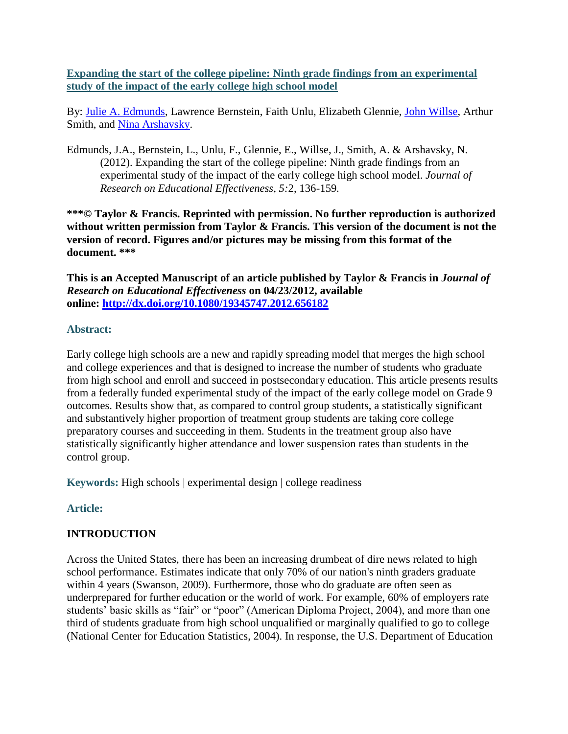**[Expanding the start of the college pipeline: Ninth grade findings from an experimental study of the impact of the early college high school model]()**

By: [Julie A. Edmunds](), Lawrence Bernstein, Faith Unlu, Elizabeth Glennie, [John Willse](), Arthur Smith, and [Nina Arshavsky]().

Edmunds, J.A., Bernstein, L., Unlu, F., Glennie, E., Willse, J., Smith, A. & Arshavsky, N. (2012). Expanding the start of the college pipeline: Ninth grade findings from an experimental study of the impact of the early college high school model. *Journal of Research on Educational Effectiveness, 5:*2, 136-159.

**\*\*\*© Taylor & Francis. Reprinted with permission. No further reproduction is authorized without written permission from Taylor & Francis. This version of the document is not the version of record. Figures and/or pictures may be missing from this format of the document. \*\*\***

**This is an Accepted Manuscript of an article published by Taylor & Francis in *Journal of Research on Educational Effectiveness* on 04/23/2012, available online: [http://dx.doi.org/10.1080/19345747.2012.656182](http://dx.doi.org/10.1080/19345747.2012.656182)**

## Abstract:

Early college high schools are a new and rapidly spreading model that merges the high school and college experiences and that is designed to increase the number of students who graduate from high school and enroll and succeed in postsecondary education. This article presents results from a federally funded experimental study of the impact of the early college model on Grade 9 outcomes. Results show that, as compared to control group students, a statistically significant and substantively higher proportion of treatment group students are taking core college preparatory courses and succeeding in them. Students in the treatment group also have statistically significantly higher attendance and lower suspension rates than students in the control group.

**Keywords:** High schools | experimental design | college readiness

## Article:

### INTRODUCTION

Across the United States, there has been an increasing drumbeat of dire news related to high school performance. Estimates indicate that only 70% of our nation's ninth graders graduate within 4 years (Swanson, 2009). Furthermore, those who do graduate are often seen as underprepared for further education or the world of work. For example, 60% of employers rate students' basic skills as "fair" or "poor" (American Diploma Project, 2004), and more than one third of students graduate from high school unqualified or marginally qualified to go to college (National Center for Education Statistics, 2004). In response, the U.S. Department of Education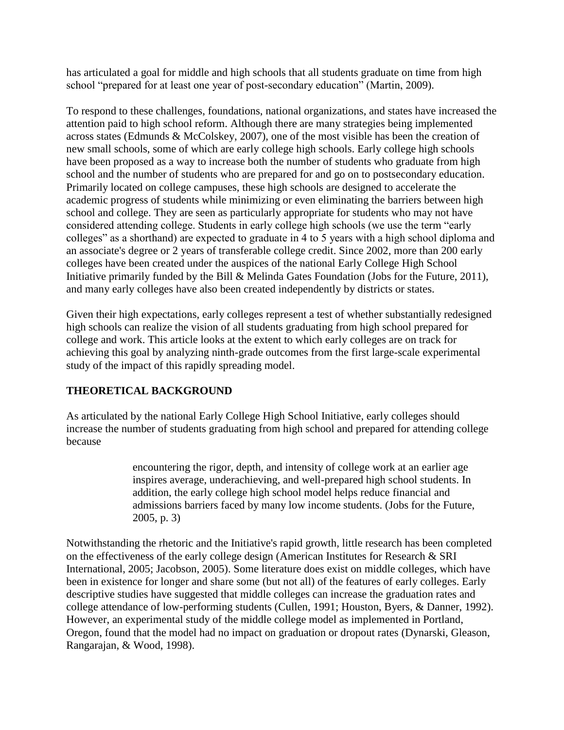has articulated a goal for middle and high schools that all students graduate on time from high school "prepared for at least one year of post-secondary education" (Martin, 2009).

To respond to these challenges, foundations, national organizations, and states have increased the attention paid to high school reform. Although there are many strategies being implemented across states (Edmunds & McColskey, 2007), one of the most visible has been the creation of new small schools, some of which are early college high schools. Early college high schools have been proposed as a way to increase both the number of students who graduate from high school and the number of students who are prepared for and go on to postsecondary education. Primarily located on college campuses, these high schools are designed to accelerate the academic progress of students while minimizing or even eliminating the barriers between high school and college. They are seen as particularly appropriate for students who may not have considered attending college. Students in early college high schools (we use the term "early colleges" as a shorthand) are expected to graduate in 4 to 5 years with a high school diploma and an associate's degree or 2 years of transferable college credit. Since 2002, more than 200 early colleges have been created under the auspices of the national Early College High School Initiative primarily funded by the Bill & Melinda Gates Foundation (Jobs for the Future, 2011), and many early colleges have also been created independently by districts or states.

Given their high expectations, early colleges represent a test of whether substantially redesigned high schools can realize the vision of all students graduating from high school prepared for college and work. This article looks at the extent to which early colleges are on track for achieving this goal by analyzing ninth-grade outcomes from the first large-scale experimental study of the impact of this rapidly spreading model.

## THEORETICAL BACKGROUND

As articulated by the national Early College High School Initiative, early colleges should increase the number of students graduating from high school and prepared for attending college because

> encountering the rigor, depth, and intensity of college work at an earlier age inspires average, underachieving, and well-prepared high school students. In addition, the early college high school model helps reduce financial and admissions barriers faced by many low income students. (Jobs for the Future, 2005, p. 3)

Notwithstanding the rhetoric and the Initiative's rapid growth, little research has been completed on the effectiveness of the early college design (American Institutes for Research & SRI International, 2005; Jacobson, 2005). Some literature does exist on middle colleges, which have been in existence for longer and share some (but not all) of the features of early colleges. Early descriptive studies have suggested that middle colleges can increase the graduation rates and college attendance of low-performing students (Cullen, 1991; Houston, Byers, & Danner, 1992). However, an experimental study of the middle college model as implemented in Portland, Oregon, found that the model had no impact on graduation or dropout rates (Dynarski, Gleason, Rangarajan, & Wood, 1998).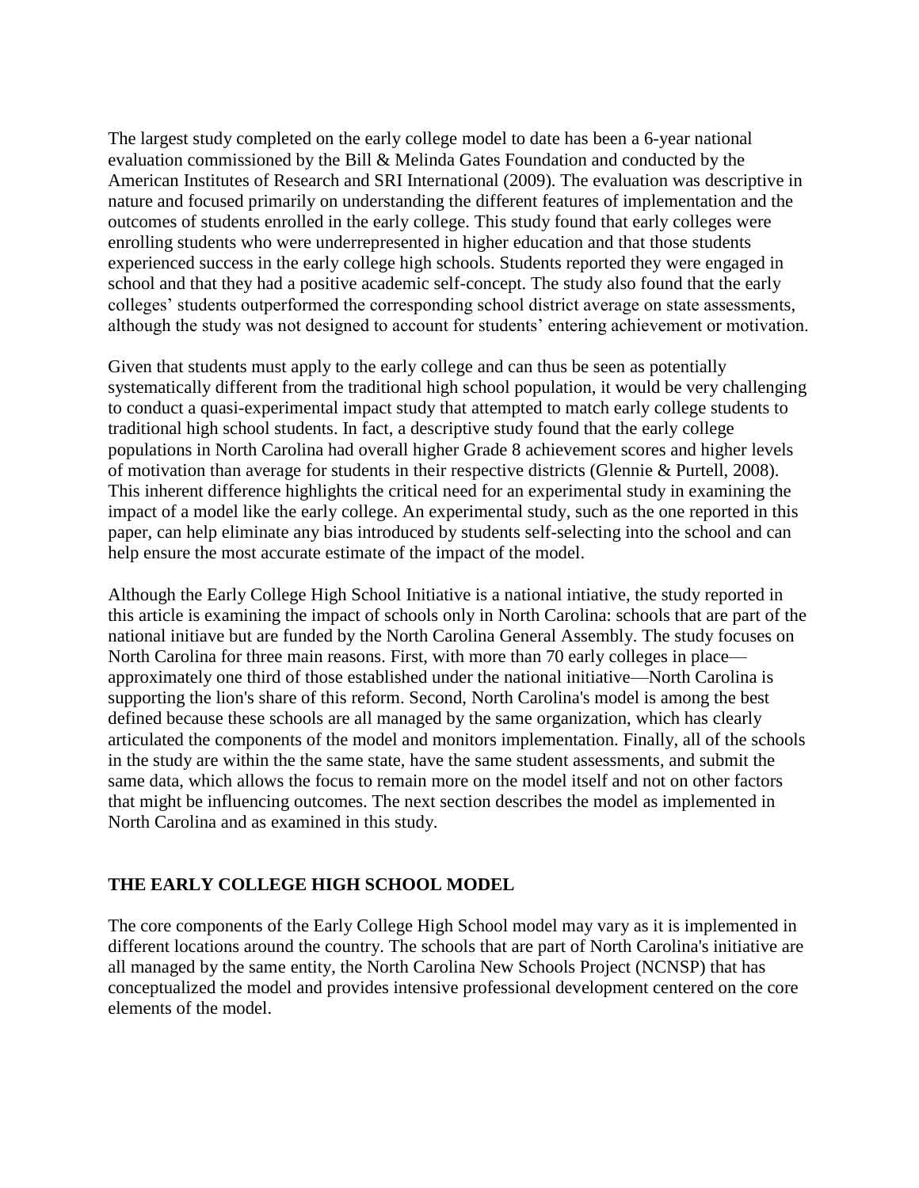The largest study completed on the early college model to date has been a 6-year national evaluation commissioned by the Bill & Melinda Gates Foundation and conducted by the American Institutes of Research and SRI International (2009). The evaluation was descriptive in nature and focused primarily on understanding the different features of implementation and the outcomes of students enrolled in the early college. This study found that early colleges were enrolling students who were underrepresented in higher education and that those students experienced success in the early college high schools. Students reported they were engaged in school and that they had a positive academic self-concept. The study also found that the early colleges' students outperformed the corresponding school district average on state assessments, although the study was not designed to account for students' entering achievement or motivation.

Given that students must apply to the early college and can thus be seen as potentially systematically different from the traditional high school population, it would be very challenging to conduct a quasi-experimental impact study that attempted to match early college students to traditional high school students. In fact, a descriptive study found that the early college populations in North Carolina had overall higher Grade 8 achievement scores and higher levels of motivation than average for students in their respective districts (Glennie & Purtell, 2008). This inherent difference highlights the critical need for an experimental study in examining the impact of a model like the early college. An experimental study, such as the one reported in this paper, can help eliminate any bias introduced by students self-selecting into the school and can help ensure the most accurate estimate of the impact of the model.

Although the Early College High School Initiative is a national intiative, the study reported in this article is examining the impact of schools only in North Carolina: schools that are part of the national initiave but are funded by the North Carolina General Assembly. The study focuses on North Carolina for three main reasons. First, with more than 70 early colleges in place—approximately one third of those established under the national initiative—North Carolina is supporting the lion's share of this reform. Second, North Carolina's model is among the best defined because these schools are all managed by the same organization, which has clearly articulated the components of the model and monitors implementation. Finally, all of the schools in the study are within the the same state, have the same student assessments, and submit the same data, which allows the focus to remain more on the model itself and not on other factors that might be influencing outcomes. The next section describes the model as implemented in North Carolina and as examined in this study.

## THE EARLY COLLEGE HIGH SCHOOL MODEL

The core components of the Early College High School model may vary as it is implemented in different locations around the country. The schools that are part of North Carolina's initiative are all managed by the same entity, the North Carolina New Schools Project (NCNSP) that has conceptualized the model and provides intensive professional development centered on the core elements of the model.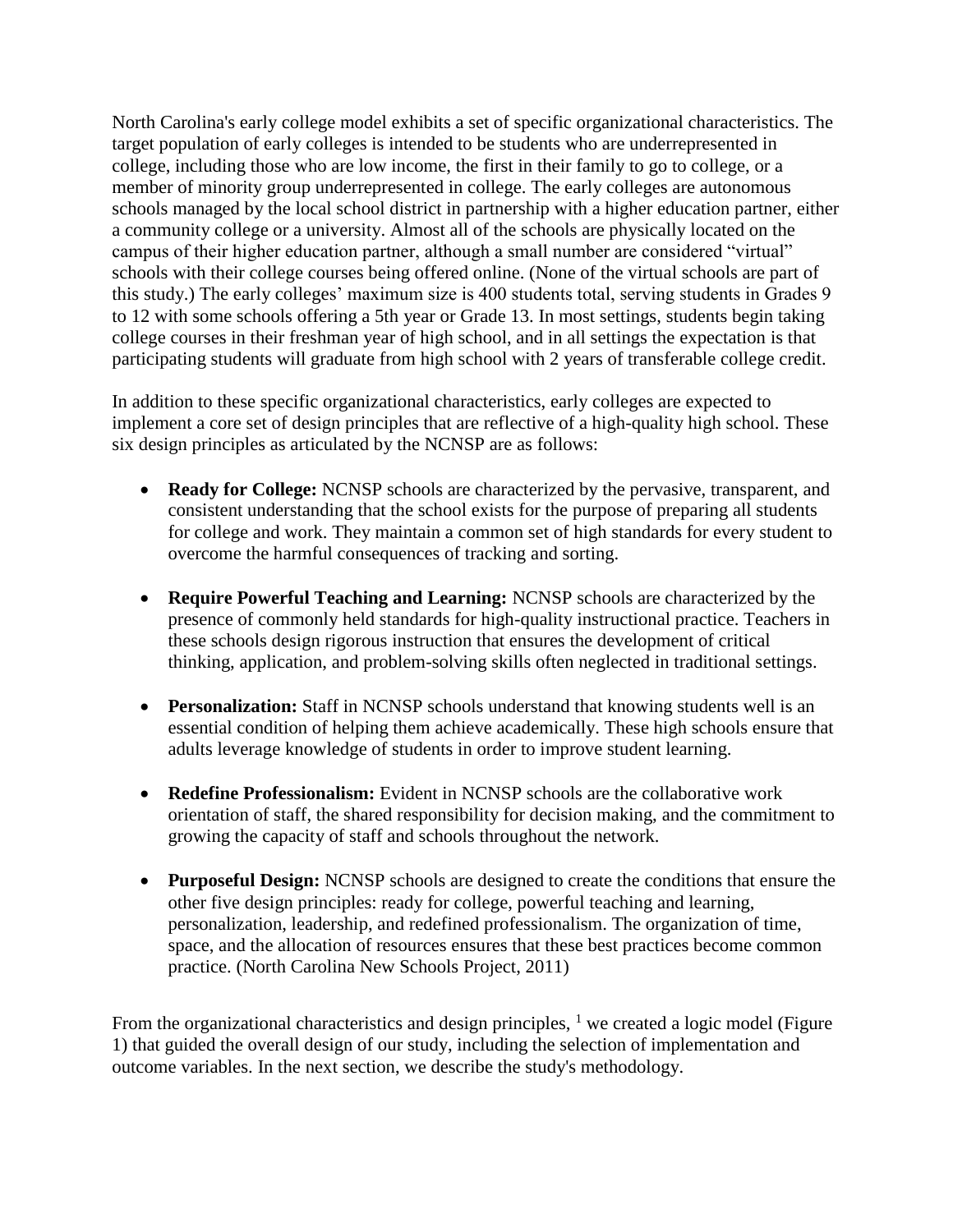North Carolina's early college model exhibits a set of specific organizational characteristics. The target population of early colleges is intended to be students who are underrepresented in college, including those who are low income, the first in their family to go to college, or a member of minority group underrepresented in college. The early colleges are autonomous schools managed by the local school district in partnership with a higher education partner, either a community college or a university. Almost all of the schools are physically located on the campus of their higher education partner, although a small number are considered "virtual" schools with their college courses being offered online. (None of the virtual schools are part of this study.) The early colleges' maximum size is 400 students total, serving students in Grades 9 to 12 with some schools offering a 5th year or Grade 13. In most settings, students begin taking college courses in their freshman year of high school, and in all settings the expectation is that participating students will graduate from high school with 2 years of transferable college credit.

In addition to these specific organizational characteristics, early colleges are expected to implement a core set of design principles that are reflective of a high-quality high school. These six design principles as articulated by the NCNSP are as follows:

- **Ready for College:** NCNSP schools are characterized by the pervasive, transparent, and consistent understanding that the school exists for the purpose of preparing all students for college and work. They maintain a common set of high standards for every student to overcome the harmful consequences of tracking and sorting.

- **Require Powerful Teaching and Learning:** NCNSP schools are characterized by the presence of commonly held standards for high-quality instructional practice. Teachers in these schools design rigorous instruction that ensures the development of critical thinking, application, and problem-solving skills often neglected in traditional settings.

- **Personalization:** Staff in NCNSP schools understand that knowing students well is an essential condition of helping them achieve academically. These high schools ensure that adults leverage knowledge of students in order to improve student learning.

- **Redefine Professionalism:** Evident in NCNSP schools are the collaborative work orientation of staff, the shared responsibility for decision making, and the commitment to growing the capacity of staff and schools throughout the network.

- **Purposeful Design:** NCNSP schools are designed to create the conditions that ensure the other five design principles: ready for college, powerful teaching and learning, personalization, leadership, and redefined professionalism. The organization of time, space, and the allocation of resources ensures that these best practices become common practice. (North Carolina New Schools Project, 2011)

From the organizational characteristics and design principles, [1] we created a logic model (Figure 1) that guided the overall design of our study, including the selection of implementation and outcome variables. In the next section, we describe the study's methodology.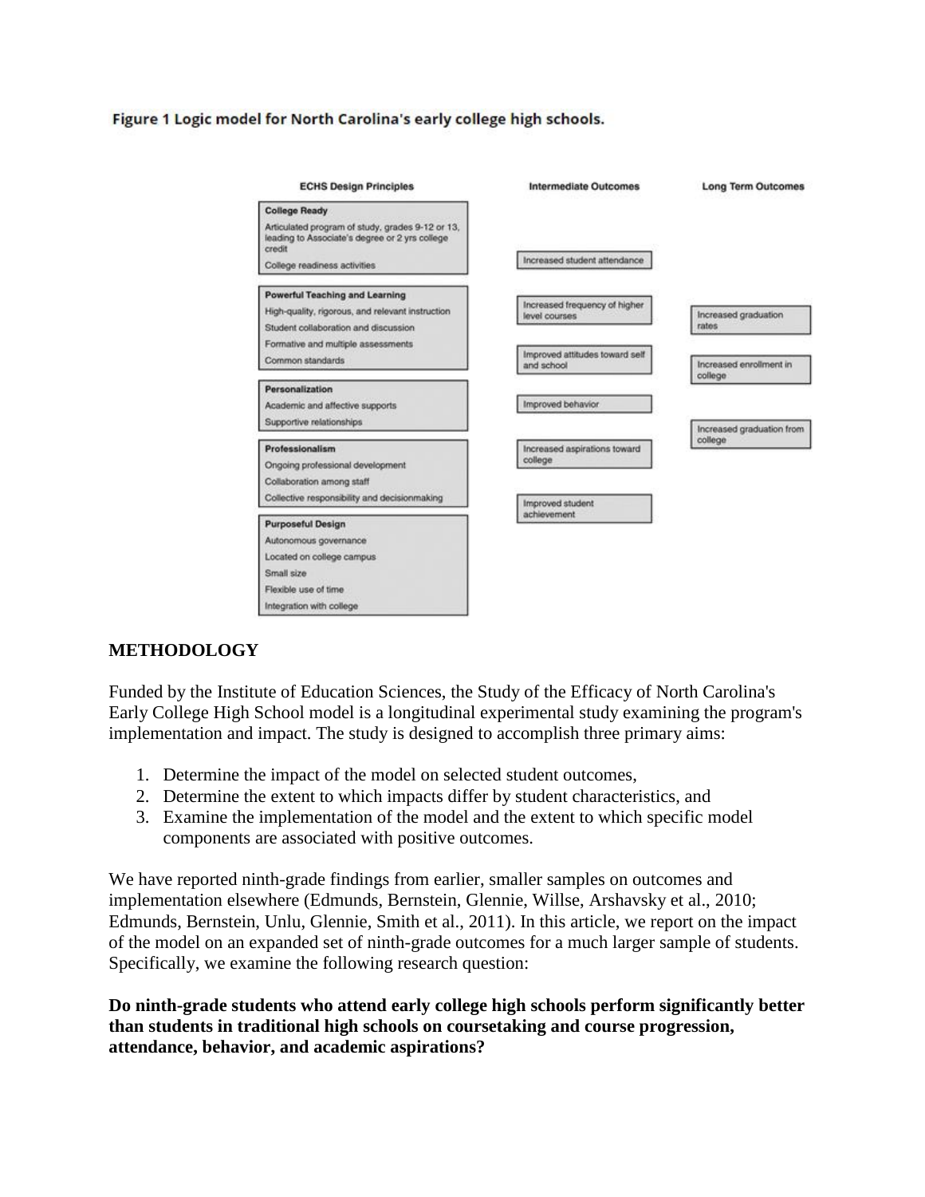**Figure 1 Logic model for North Carolina's early college high schools.**

| ECHS Design Principles | Intermediate Outcomes | Long Term Outcomes |
| --- | --- | --- |
| **College Ready**<br>Articulated program of study, grades 9-12 or 13, leading to Associate's degree or 2 yrs college credit<br>College readiness activities | Increased student attendance | Increased graduation rates |
| **Powerful Teaching and Learning**<br>High-quality, rigorous, and relevant instruction<br>Student collaboration and discussion<br>Formative and multiple assessments<br>Common standards | Increased frequency of higher level courses | Increased enrollment in college |
| **Personalization**<br>Academic and affective supports<br>Supportive relationships | Improved attitudes toward self and school | Increased graduation from college |
| **Professionalism**<br>Ongoing professional development<br>Collaboration among staff<br>Collective responsibility and decisionmaking | Improved behavior | |
| **Purposeful Design**<br>Autonomous governance<br>Located on college campus<br>Small size<br>Flexible use of time<br>Integration with college | Increased aspirations toward college | |
| | Improved student achievement | |

## METHODOLOGY

Funded by the Institute of Education Sciences, the Study of the Efficacy of North Carolina's Early College High School model is a longitudinal experimental study examining the program's implementation and impact. The study is designed to accomplish three primary aims:

1. Determine the impact of the model on selected student outcomes,
2. Determine the extent to which impacts differ by student characteristics, and
3. Examine the implementation of the model and the extent to which specific model components are associated with positive outcomes.

We have reported ninth-grade findings from earlier, smaller samples on outcomes and implementation elsewhere (Edmunds, Bernstein, Glennie, Willse, Arshavsky et al., 2010; Edmunds, Bernstein, Unlu, Glennie, Smith et al., 2011). In this article, we report on the impact of the model on an expanded set of ninth-grade outcomes for a much larger sample of students. Specifically, we examine the following research question:

**Do ninth-grade students who attend early college high schools perform significantly better than students in traditional high schools on coursetaking and course progression, attendance, behavior, and academic aspirations?**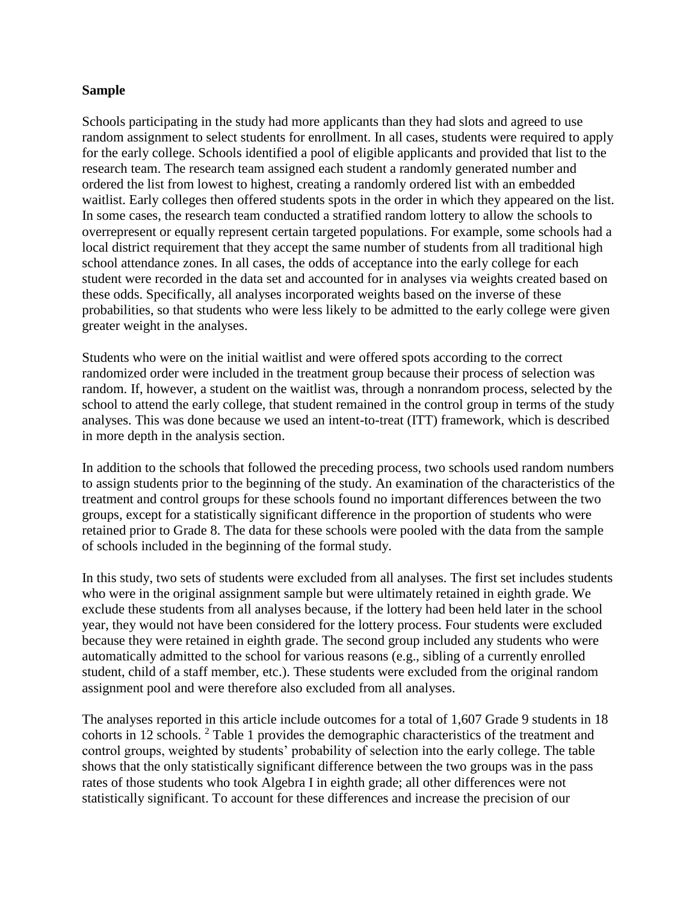**Sample**

Schools participating in the study had more applicants than they had slots and agreed to use random assignment to select students for enrollment. In all cases, students were required to apply for the early college. Schools identified a pool of eligible applicants and provided that list to the research team. The research team assigned each student a randomly generated number and ordered the list from lowest to highest, creating a randomly ordered list with an embedded waitlist. Early colleges then offered students spots in the order in which they appeared on the list. In some cases, the research team conducted a stratified random lottery to allow the schools to overrepresent or equally represent certain targeted populations. For example, some schools had a local district requirement that they accept the same number of students from all traditional high school attendance zones. In all cases, the odds of acceptance into the early college for each student were recorded in the data set and accounted for in analyses via weights created based on these odds. Specifically, all analyses incorporated weights based on the inverse of these probabilities, so that students who were less likely to be admitted to the early college were given greater weight in the analyses.

Students who were on the initial waitlist and were offered spots according to the correct randomized order were included in the treatment group because their process of selection was random. If, however, a student on the waitlist was, through a nonrandom process, selected by the school to attend the early college, that student remained in the control group in terms of the study analyses. This was done because we used an intent-to-treat (ITT) framework, which is described in more depth in the analysis section.

In addition to the schools that followed the preceding process, two schools used random numbers to assign students prior to the beginning of the study. An examination of the characteristics of the treatment and control groups for these schools found no important differences between the two groups, except for a statistically significant difference in the proportion of students who were retained prior to Grade 8. The data for these schools were pooled with the data from the sample of schools included in the beginning of the formal study.

In this study, two sets of students were excluded from all analyses. The first set includes students who were in the original assignment sample but were ultimately retained in eighth grade. We exclude these students from all analyses because, if the lottery had been held later in the school year, they would not have been considered for the lottery process. Four students were excluded because they were retained in eighth grade. The second group included any students who were automatically admitted to the school for various reasons (e.g., sibling of a currently enrolled student, child of a staff member, etc.). These students were excluded from the original random assignment pool and were therefore also excluded from all analyses.

The analyses reported in this article include outcomes for a total of 1,607 Grade 9 students in 18 cohorts in 12 schools. [2] Table 1 provides the demographic characteristics of the treatment and control groups, weighted by students' probability of selection into the early college. The table shows that the only statistically significant difference between the two groups was in the pass rates of those students who took Algebra I in eighth grade; all other differences were not statistically significant. To account for these differences and increase the precision of our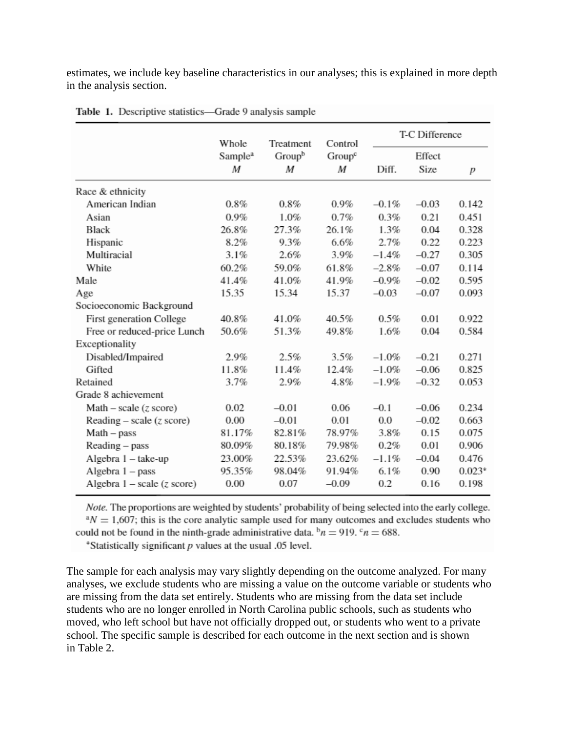estimates, we include key baseline characteristics in our analyses; this is explained in more depth in the analysis section.

**Table 1.** Descriptive statistics—Grade 9 analysis sample

| | Whole Sample[a] | Treatment Group[b] | Control Group[c] | T-C Difference | | |
|---|---|---|---|---|---|---|
| | *M* | *M* | *M* | Diff. | Effect Size | *p* |
| Race & ethnicity | | | | | | |
| American Indian | 0.8% | 0.8% | 0.9% | −0.1% | −0.03 | 0.142 |
| Asian | 0.9% | 1.0% | 0.7% | 0.3% | 0.21 | 0.451 |
| Black | 26.8% | 27.3% | 26.1% | 1.3% | 0.04 | 0.328 |
| Hispanic | 8.2% | 9.3% | 6.6% | 2.7% | 0.22 | 0.223 |
| Multiracial | 3.1% | 2.6% | 3.9% | −1.4% | −0.27 | 0.305 |
| White | 60.2% | 59.0% | 61.8% | −2.8% | −0.07 | 0.114 |
| Male | 41.4% | 41.0% | 41.9% | −0.9% | −0.02 | 0.595 |
| Age | 15.35 | 15.34 | 15.37 | −0.03 | −0.07 | 0.093 |
| Socioeconomic Background | | | | | | |
| First generation College | 40.8% | 41.0% | 40.5% | 0.5% | 0.01 | 0.922 |
| Free or reduced-price Lunch | 50.6% | 51.3% | 49.8% | 1.6% | 0.04 | 0.584 |
| Exceptionality | | | | | | |
| Disabled/Impaired | 2.9% | 2.5% | 3.5% | −1.0% | −0.21 | 0.271 |
| Gifted | 11.8% | 11.4% | 12.4% | −1.0% | −0.06 | 0.825 |
| Retained | 3.7% | 2.9% | 4.8% | −1.9% | −0.32 | 0.053 |
| Grade 8 achievement | | | | | | |
| Math – scale (*z* score) | 0.02 | −0.01 | 0.06 | −0.1 | −0.06 | 0.234 |
| Reading – scale (*z* score) | 0.00 | −0.01 | 0.01 | 0.0 | −0.02 | 0.663 |
| Math – pass | 81.17% | 82.81% | 78.97% | 3.8% | 0.15 | 0.075 |
| Reading – pass | 80.09% | 80.18% | 79.98% | 0.2% | 0.01 | 0.906 |
| Algebra 1 – take-up | 23.00% | 22.53% | 23.62% | −1.1% | −0.04 | 0.476 |
| Algebra 1 – pass | 95.35% | 98.04% | 91.94% | 6.1% | 0.90 | 0.023* |
| Algebra 1 – scale (*z* score) | 0.00 | 0.07 | −0.09 | 0.2 | 0.16 | 0.198 |

*Note.* The proportions are weighted by students' probability of being selected into the early college.
[a]$N = 1{,}607$; this is the core analytic sample used for many outcomes and excludes students who could not be found in the ninth-grade administrative data. [b]$n = 919$. [c]$n = 688$.
*Statistically significant *p* values at the usual .05 level.

The sample for each analysis may vary slightly depending on the outcome analyzed. For many analyses, we exclude students who are missing a value on the outcome variable or students who are missing from the data set entirely. Students who are missing from the data set include students who are no longer enrolled in North Carolina public schools, such as students who moved, who left school but have not officially dropped out, or students who went to a private school. The specific sample is described for each outcome in the next section and is shown in Table 2.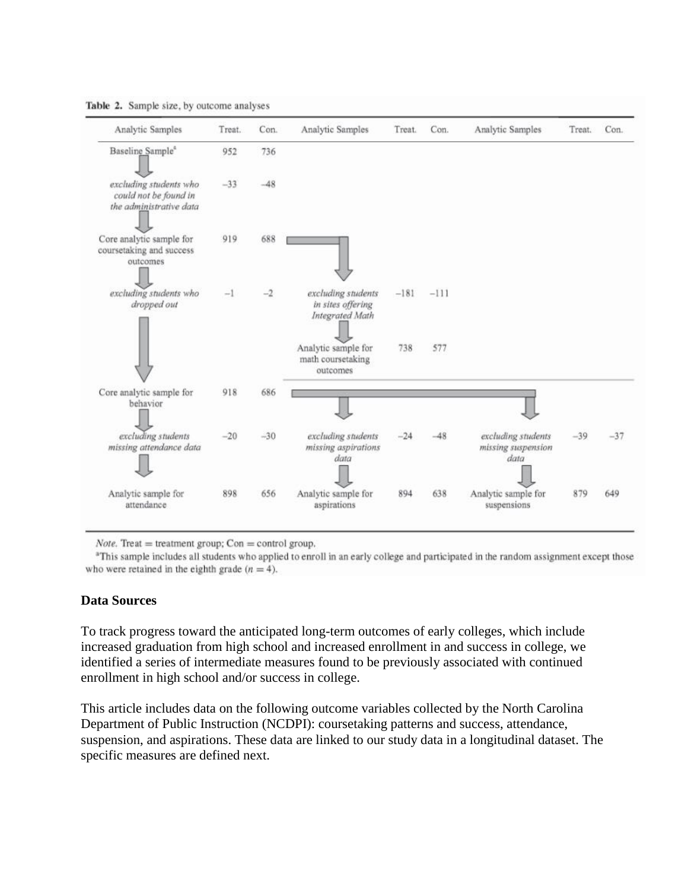**Table 2.** Sample size, by outcome analyses

| Analytic Samples | Treat. | Con. | Analytic Samples | Treat. | Con. | Analytic Samples | Treat. | Con. |
|---|---|---|---|---|---|---|---|---|
| Baseline Sample[a] | 952 | 736 | | | | | | |
| *excluding students who could not be found in the administrative data* | −33 | −48 | | | | | | |
| Core analytic sample for coursetaking and success outcomes | 919 | 688 | | | | | | |
| *excluding students who dropped out* | −1 | −2 | *excluding students in sites offering Integrated Math* | −181 | −111 | | | |
| | | | Analytic sample for math coursetaking outcomes | 738 | 577 | | | |
| Core analytic sample for behavior | 918 | 686 | | | | | | |
| *excluding students missing attendance data* | −20 | −30 | *excluding students missing aspirations data* | −24 | −48 | *excluding students missing suspension data* | −39 | −37 |
| Analytic sample for attendance | 898 | 656 | Analytic sample for aspirations | 894 | 638 | Analytic sample for suspensions | 879 | 649 |

*Note.* Treat = treatment group; Con = control group.

[a]This sample includes all students who applied to enroll in an early college and participated in the random assignment except those who were retained in the eighth grade ($n = 4$).

**Data Sources**

To track progress toward the anticipated long-term outcomes of early colleges, which include increased graduation from high school and increased enrollment in and success in college, we identified a series of intermediate measures found to be previously associated with continued enrollment in high school and/or success in college.

This article includes data on the following outcome variables collected by the North Carolina Department of Public Instruction (NCDPI): coursetaking patterns and success, attendance, suspension, and aspirations. These data are linked to our study data in a longitudinal dataset. The specific measures are defined next.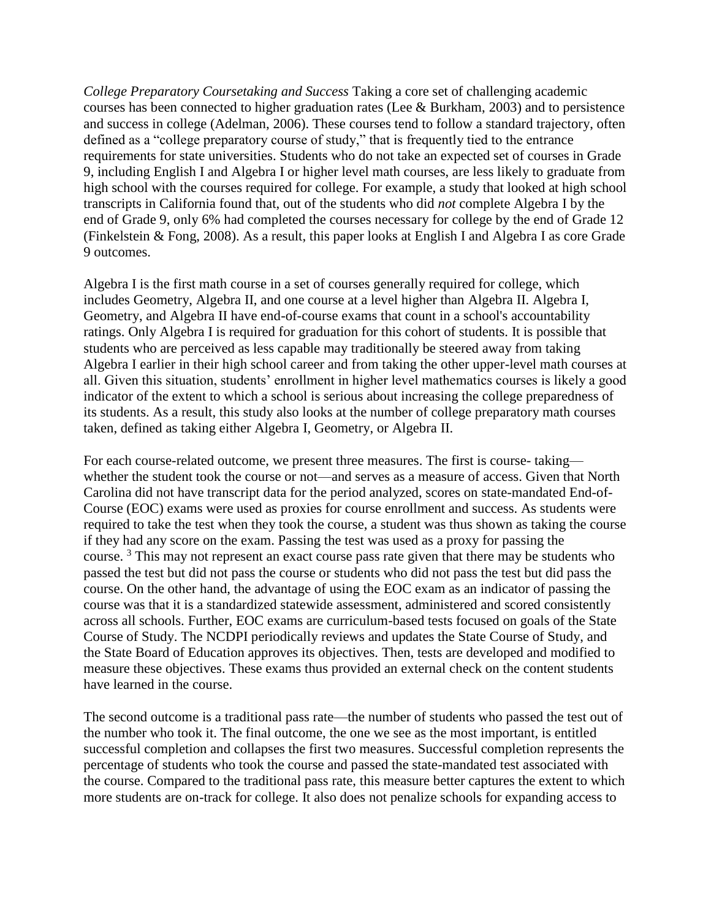*College Preparatory Coursetaking and Success* Taking a core set of challenging academic courses has been connected to higher graduation rates (Lee & Burkham, 2003) and to persistence and success in college (Adelman, 2006). These courses tend to follow a standard trajectory, often defined as a "college preparatory course of study," that is frequently tied to the entrance requirements for state universities. Students who do not take an expected set of courses in Grade 9, including English I and Algebra I or higher level math courses, are less likely to graduate from high school with the courses required for college. For example, a study that looked at high school transcripts in California found that, out of the students who did *not* complete Algebra I by the end of Grade 9, only 6% had completed the courses necessary for college by the end of Grade 12 (Finkelstein & Fong, 2008). As a result, this paper looks at English I and Algebra I as core Grade 9 outcomes.

Algebra I is the first math course in a set of courses generally required for college, which includes Geometry, Algebra II, and one course at a level higher than Algebra II. Algebra I, Geometry, and Algebra II have end-of-course exams that count in a school's accountability ratings. Only Algebra I is required for graduation for this cohort of students. It is possible that students who are perceived as less capable may traditionally be steered away from taking Algebra I earlier in their high school career and from taking the other upper-level math courses at all. Given this situation, students' enrollment in higher level mathematics courses is likely a good indicator of the extent to which a school is serious about increasing the college preparedness of its students. As a result, this study also looks at the number of college preparatory math courses taken, defined as taking either Algebra I, Geometry, or Algebra II.

For each course-related outcome, we present three measures. The first is course- taking—whether the student took the course or not—and serves as a measure of access. Given that North Carolina did not have transcript data for the period analyzed, scores on state-mandated End-of-Course (EOC) exams were used as proxies for course enrollment and success. As students were required to take the test when they took the course, a student was thus shown as taking the course if they had any score on the exam. Passing the test was used as a proxy for passing the course. [3] This may not represent an exact course pass rate given that there may be students who passed the test but did not pass the course or students who did not pass the test but did pass the course. On the other hand, the advantage of using the EOC exam as an indicator of passing the course was that it is a standardized statewide assessment, administered and scored consistently across all schools. Further, EOC exams are curriculum-based tests focused on goals of the State Course of Study. The NCDPI periodically reviews and updates the State Course of Study, and the State Board of Education approves its objectives. Then, tests are developed and modified to measure these objectives. These exams thus provided an external check on the content students have learned in the course.

The second outcome is a traditional pass rate—the number of students who passed the test out of the number who took it. The final outcome, the one we see as the most important, is entitled successful completion and collapses the first two measures. Successful completion represents the percentage of students who took the course and passed the state-mandated test associated with the course. Compared to the traditional pass rate, this measure better captures the extent to which more students are on-track for college. It also does not penalize schools for expanding access to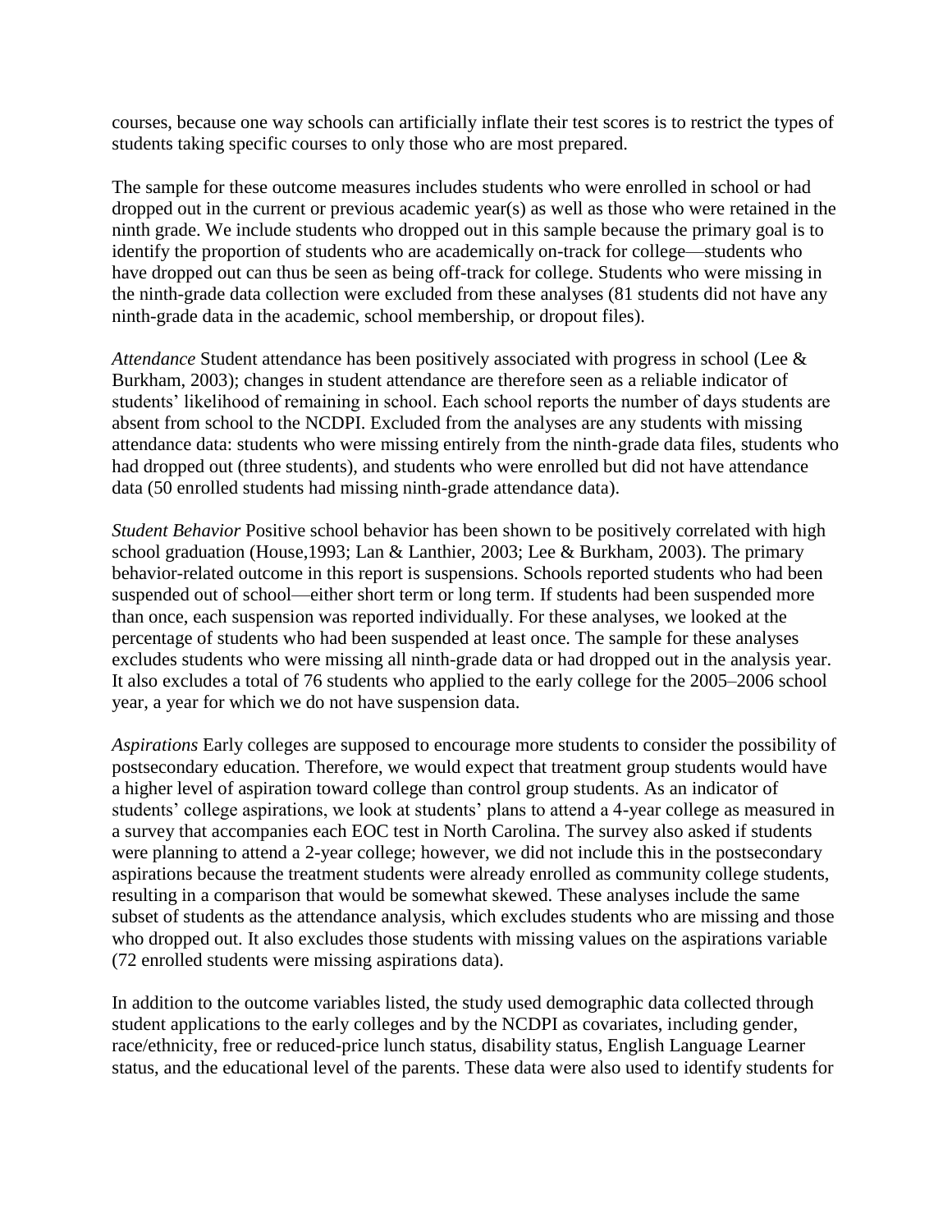courses, because one way schools can artificially inflate their test scores is to restrict the types of students taking specific courses to only those who are most prepared.

The sample for these outcome measures includes students who were enrolled in school or had dropped out in the current or previous academic year(s) as well as those who were retained in the ninth grade. We include students who dropped out in this sample because the primary goal is to identify the proportion of students who are academically on-track for college—students who have dropped out can thus be seen as being off-track for college. Students who were missing in the ninth-grade data collection were excluded from these analyses (81 students did not have any ninth-grade data in the academic, school membership, or dropout files).

*Attendance* Student attendance has been positively associated with progress in school (Lee & Burkham, 2003); changes in student attendance are therefore seen as a reliable indicator of students' likelihood of remaining in school. Each school reports the number of days students are absent from school to the NCDPI. Excluded from the analyses are any students with missing attendance data: students who were missing entirely from the ninth-grade data files, students who had dropped out (three students), and students who were enrolled but did not have attendance data (50 enrolled students had missing ninth-grade attendance data).

*Student Behavior* Positive school behavior has been shown to be positively correlated with high school graduation (House,1993; Lan & Lanthier, 2003; Lee & Burkham, 2003). The primary behavior-related outcome in this report is suspensions. Schools reported students who had been suspended out of school—either short term or long term. If students had been suspended more than once, each suspension was reported individually. For these analyses, we looked at the percentage of students who had been suspended at least once. The sample for these analyses excludes students who were missing all ninth-grade data or had dropped out in the analysis year. It also excludes a total of 76 students who applied to the early college for the 2005–2006 school year, a year for which we do not have suspension data.

*Aspirations* Early colleges are supposed to encourage more students to consider the possibility of postsecondary education. Therefore, we would expect that treatment group students would have a higher level of aspiration toward college than control group students. As an indicator of students' college aspirations, we look at students' plans to attend a 4-year college as measured in a survey that accompanies each EOC test in North Carolina. The survey also asked if students were planning to attend a 2-year college; however, we did not include this in the postsecondary aspirations because the treatment students were already enrolled as community college students, resulting in a comparison that would be somewhat skewed. These analyses include the same subset of students as the attendance analysis, which excludes students who are missing and those who dropped out. It also excludes those students with missing values on the aspirations variable (72 enrolled students were missing aspirations data).

In addition to the outcome variables listed, the study used demographic data collected through student applications to the early colleges and by the NCDPI as covariates, including gender, race/ethnicity, free or reduced-price lunch status, disability status, English Language Learner status, and the educational level of the parents. These data were also used to identify students for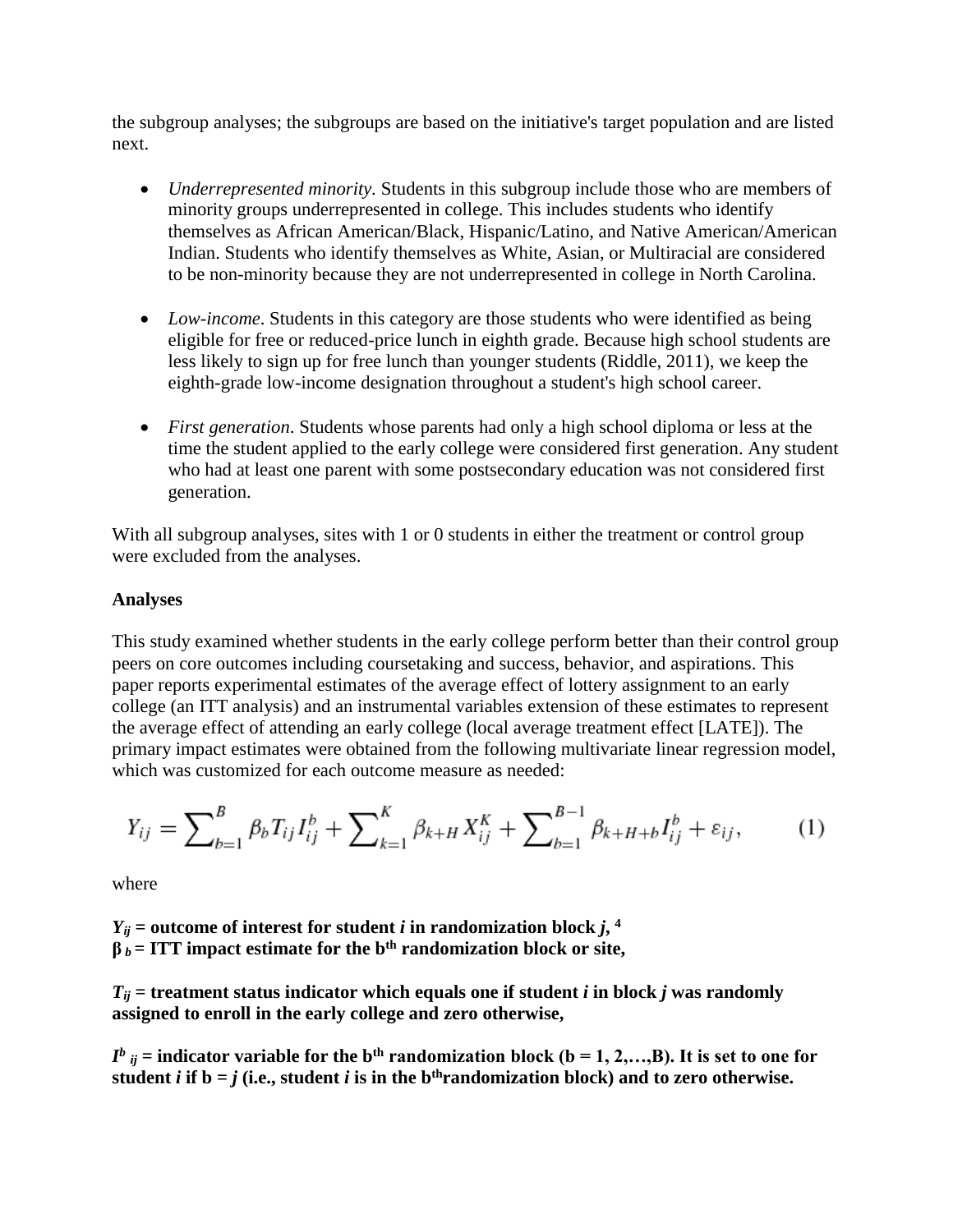the subgroup analyses; the subgroups are based on the initiative's target population and are listed next.

- *Underrepresented minority*. Students in this subgroup include those who are members of minority groups underrepresented in college. This includes students who identify themselves as African American/Black, Hispanic/Latino, and Native American/American Indian. Students who identify themselves as White, Asian, or Multiracial are considered to be non-minority because they are not underrepresented in college in North Carolina.

- *Low-income*. Students in this category are those students who were identified as being eligible for free or reduced-price lunch in eighth grade. Because high school students are less likely to sign up for free lunch than younger students (Riddle, 2011), we keep the eighth-grade low-income designation throughout a student's high school career.

- *First generation*. Students whose parents had only a high school diploma or less at the time the student applied to the early college were considered first generation. Any student who had at least one parent with some postsecondary education was not considered first generation.

With all subgroup analyses, sites with 1 or 0 students in either the treatment or control group were excluded from the analyses.

**Analyses**

This study examined whether students in the early college perform better than their control group peers on core outcomes including coursetaking and success, behavior, and aspirations. This paper reports experimental estimates of the average effect of lottery assignment to an early college (an ITT analysis) and an instrumental variables extension of these estimates to represent the average effect of attending an early college (local average treatment effect [LATE]). The primary impact estimates were obtained from the following multivariate linear regression model, which was customized for each outcome measure as needed:

$$Y_{ij} = \sum_{b=1}^{B} \beta_b T_{ij} I_{ij}^{b} + \sum_{k=1}^{K} \beta_{k+H} X_{ij}^{K} + \sum_{b=1}^{B-1} \beta_{k+H+b} I_{ij}^{b} + \varepsilon_{ij}, \qquad (1)$$

where

**$Y_{ij}$ = outcome of interest for student *i* in randomization block *j*,** [4]
**$\beta_b$ = ITT impact estimate for the b$^{th}$ randomization block or site,**

**$T_{ij}$ = treatment status indicator which equals one if student *i* in block *j* was randomly assigned to enroll in the early college and zero otherwise,**

**$I^{b}_{ij}$ = indicator variable for the b$^{th}$ randomization block (b = 1, 2,…,B). It is set to one for student *i* if b = *j* (i.e., student *i* is in the b$^{th}$randomization block) and to zero otherwise.**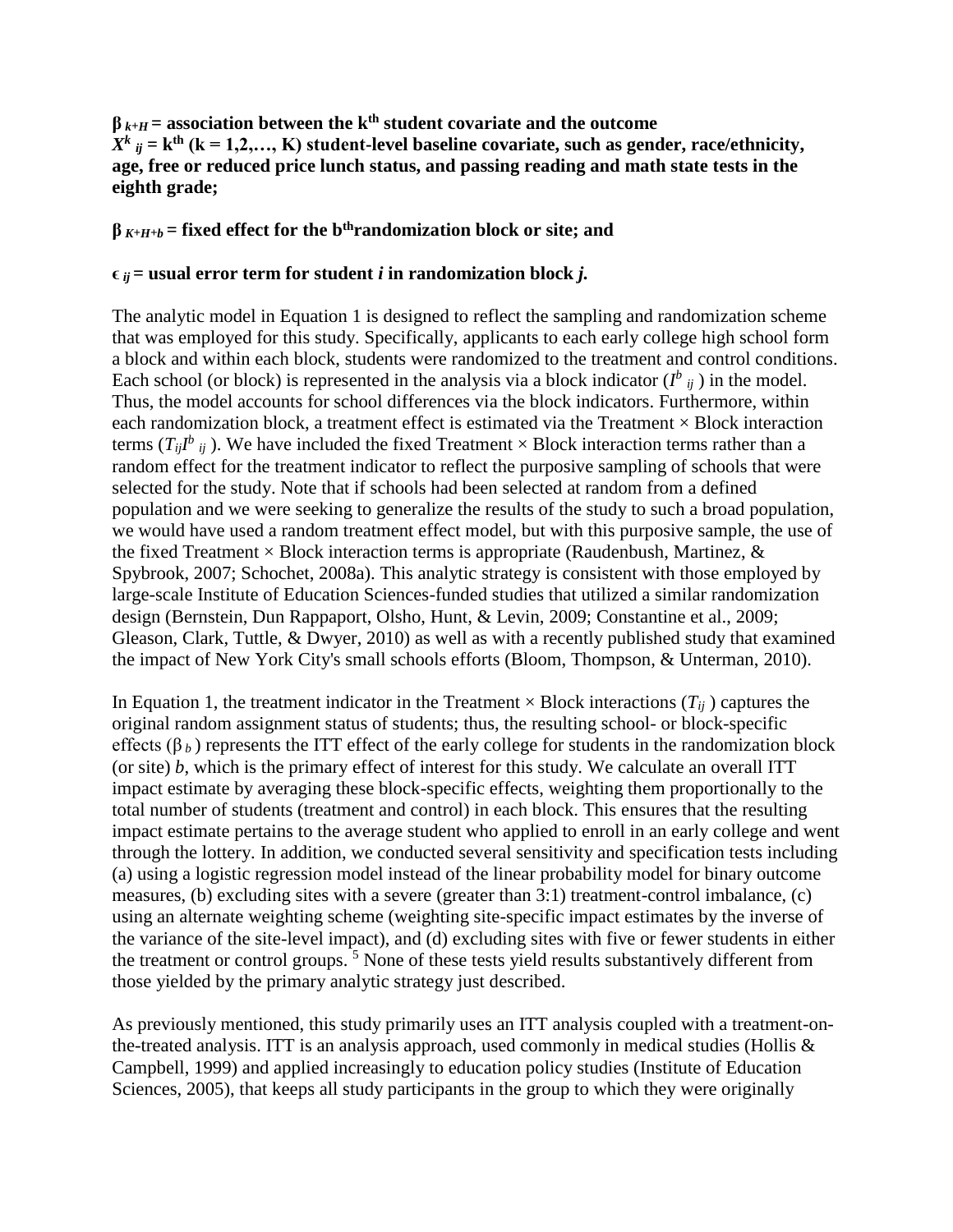**$\beta_{k+H}$ = association between the k$^{th}$ student covariate and the outcome**
**$X^k_{ij}$ = k$^{th}$ (k = 1,2,…, K) student-level baseline covariate, such as gender, race/ethnicity, age, free or reduced price lunch status, and passing reading and math state tests in the eighth grade;**

**$\beta_{K+H+b}$ = fixed effect for the b$^{th}$randomization block or site; and**

**$\epsilon_{ij}$ = usual error term for student *i* in randomization block *j.***

The analytic model in Equation 1 is designed to reflect the sampling and randomization scheme that was employed for this study. Specifically, applicants to each early college high school form a block and within each block, students were randomized to the treatment and control conditions. Each school (or block) is represented in the analysis via a block indicator ($I^b_{ij}$) in the model. Thus, the model accounts for school differences via the block indicators. Furthermore, within each randomization block, a treatment effect is estimated via the Treatment × Block interaction terms ($T_{ij}I^b_{ij}$). We have included the fixed Treatment × Block interaction terms rather than a random effect for the treatment indicator to reflect the purposive sampling of schools that were selected for the study. Note that if schools had been selected at random from a defined population and we were seeking to generalize the results of the study to such a broad population, we would have used a random treatment effect model, but with this purposive sample, the use of the fixed Treatment × Block interaction terms is appropriate (Raudenbush, Martinez, & Spybrook, 2007; Schochet, 2008a). This analytic strategy is consistent with those employed by large-scale Institute of Education Sciences-funded studies that utilized a similar randomization design (Bernstein, Dun Rappaport, Olsho, Hunt, & Levin, 2009; Constantine et al., 2009; Gleason, Clark, Tuttle, & Dwyer, 2010) as well as with a recently published study that examined the impact of New York City's small schools efforts (Bloom, Thompson, & Unterman, 2010).

In Equation 1, the treatment indicator in the Treatment × Block interactions ($T_{ij}$) captures the original random assignment status of students; thus, the resulting school- or block-specific effects ($\beta_b$) represents the ITT effect of the early college for students in the randomization block (or site) *b*, which is the primary effect of interest for this study. We calculate an overall ITT impact estimate by averaging these block-specific effects, weighting them proportionally to the total number of students (treatment and control) in each block. This ensures that the resulting impact estimate pertains to the average student who applied to enroll in an early college and went through the lottery. In addition, we conducted several sensitivity and specification tests including (a) using a logistic regression model instead of the linear probability model for binary outcome measures, (b) excluding sites with a severe (greater than 3:1) treatment-control imbalance, (c) using an alternate weighting scheme (weighting site-specific impact estimates by the inverse of the variance of the site-level impact), and (d) excluding sites with five or fewer students in either the treatment or control groups. [5] None of these tests yield results substantively different from those yielded by the primary analytic strategy just described.

As previously mentioned, this study primarily uses an ITT analysis coupled with a treatment-on-the-treated analysis. ITT is an analysis approach, used commonly in medical studies (Hollis & Campbell, 1999) and applied increasingly to education policy studies (Institute of Education Sciences, 2005), that keeps all study participants in the group to which they were originally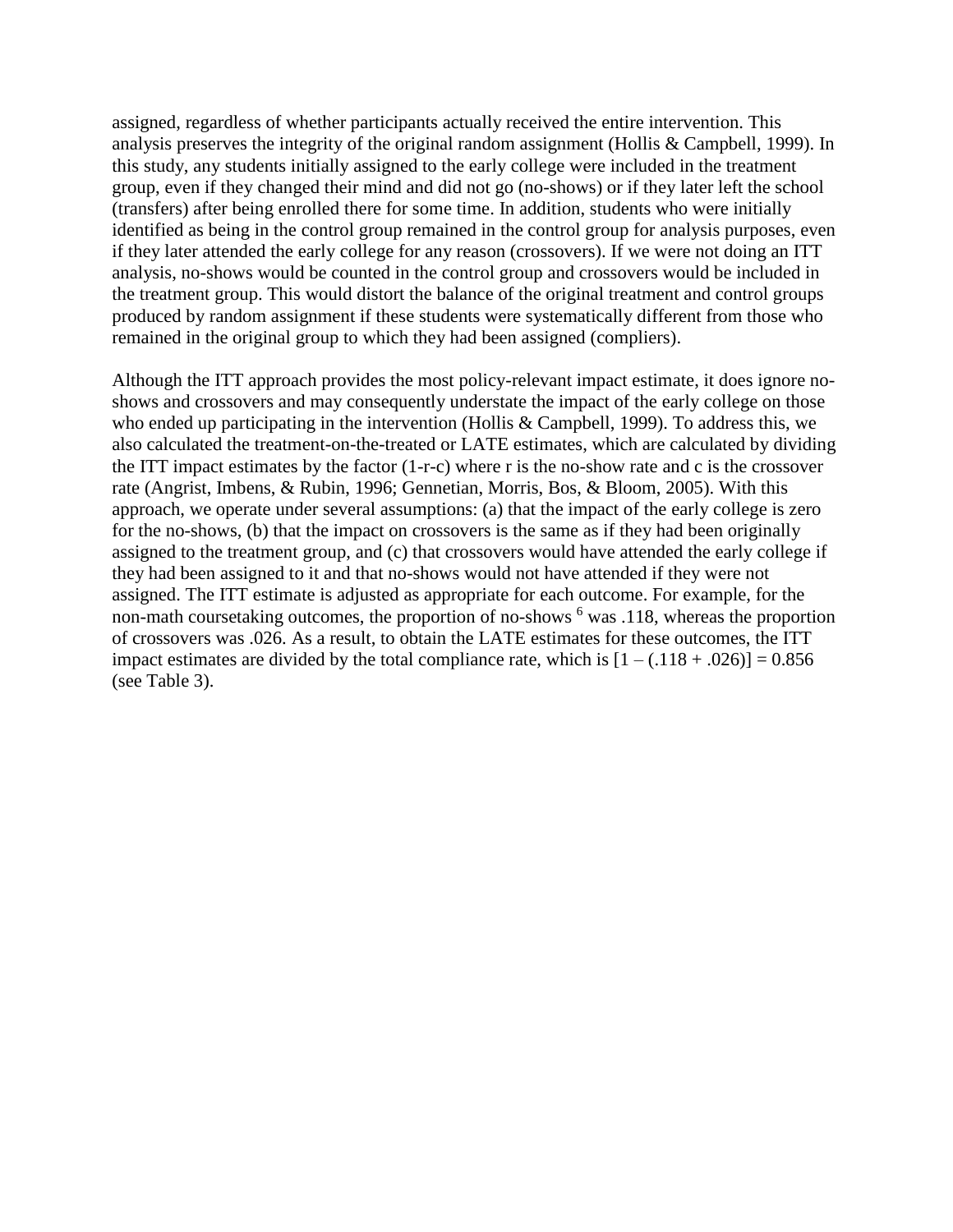assigned, regardless of whether participants actually received the entire intervention. This analysis preserves the integrity of the original random assignment (Hollis & Campbell, 1999). In this study, any students initially assigned to the early college were included in the treatment group, even if they changed their mind and did not go (no-shows) or if they later left the school (transfers) after being enrolled there for some time. In addition, students who were initially identified as being in the control group remained in the control group for analysis purposes, even if they later attended the early college for any reason (crossovers). If we were not doing an ITT analysis, no-shows would be counted in the control group and crossovers would be included in the treatment group. This would distort the balance of the original treatment and control groups produced by random assignment if these students were systematically different from those who remained in the original group to which they had been assigned (compliers).

Although the ITT approach provides the most policy-relevant impact estimate, it does ignore no-shows and crossovers and may consequently understate the impact of the early college on those who ended up participating in the intervention (Hollis & Campbell, 1999). To address this, we also calculated the treatment-on-the-treated or LATE estimates, which are calculated by dividing the ITT impact estimates by the factor (1-r-c) where r is the no-show rate and c is the crossover rate (Angrist, Imbens, & Rubin, 1996; Gennetian, Morris, Bos, & Bloom, 2005). With this approach, we operate under several assumptions: (a) that the impact of the early college is zero for the no-shows, (b) that the impact on crossovers is the same as if they had been originally assigned to the treatment group, and (c) that crossovers would have attended the early college if they had been assigned to it and that no-shows would not have attended if they were not assigned. The ITT estimate is adjusted as appropriate for each outcome. For example, for the non-math coursetaking outcomes, the proportion of no-shows [6] was .118, whereas the proportion of crossovers was .026. As a result, to obtain the LATE estimates for these outcomes, the ITT impact estimates are divided by the total compliance rate, which is $[1 – (.118 + .026)] = 0.856$ (see Table 3).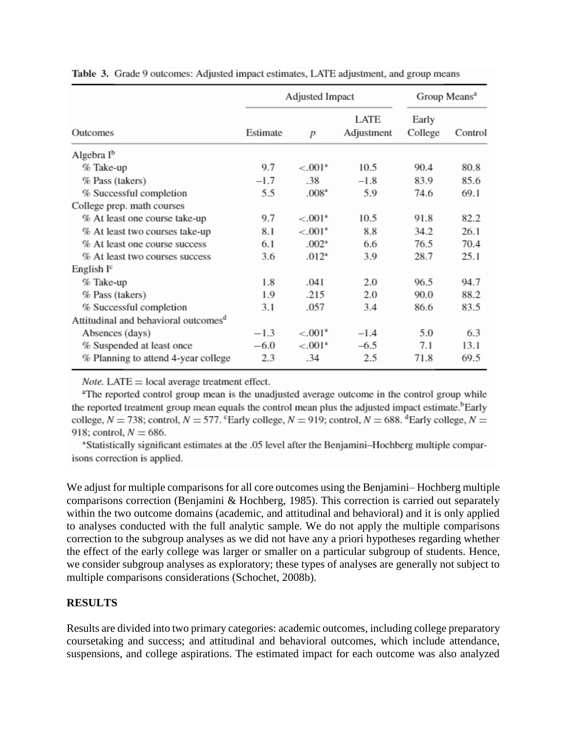**Table 3.** Grade 9 outcomes: Adjusted impact estimates, LATE adjustment, and group means

| Outcomes | Adjusted Impact | | | Group Means[a] | |
|---|---|---|---|---|---|
| | Estimate | $p$ | LATE Adjustment | Early College | Control |
| Algebra I[b] | | | | | |
| % Take-up | 9.7 | <.001* | 10.5 | 90.4 | 80.8 |
| % Pass (takers) | −1.7 | .38 | −1.8 | 83.9 | 85.6 |
| % Successful completion | 5.5 | .008* | 5.9 | 74.6 | 69.1 |
| College prep. math courses | | | | | |
| % At least one course take-up | 9.7 | <.001* | 10.5 | 91.8 | 82.2 |
| % At least two courses take-up | 8.1 | <.001* | 8.8 | 34.2 | 26.1 |
| % At least one course success | 6.1 | .002* | 6.6 | 76.5 | 70.4 |
| % At least two courses success | 3.6 | .012* | 3.9 | 28.7 | 25.1 |
| English I[c] | | | | | |
| % Take-up | 1.8 | .041 | 2.0 | 96.5 | 94.7 |
| % Pass (takers) | 1.9 | .215 | 2.0 | 90.0 | 88.2 |
| % Successful completion | 3.1 | .057 | 3.4 | 86.6 | 83.5 |
| Attitudinal and behavioral outcomes[d] | | | | | |
| Absences (days) | −1.3 | <.001* | −1.4 | 5.0 | 6.3 |
| % Suspended at least once | −6.0 | <.001* | −6.5 | 7.1 | 13.1 |
| % Planning to attend 4-year college | 2.3 | .34 | 2.5 | 71.8 | 69.5 |

*Note.* LATE = local average treatment effect.

[a]The reported control group mean is the unadjusted average outcome in the control group while the reported treatment group mean equals the control mean plus the adjusted impact estimate.[b]Early college, $N = 738$; control, $N = 577$. [c]Early college, $N = 919$; control, $N = 688$. [d]Early college, $N = 918$; control, $N = 686$.

*Statistically significant estimates at the .05 level after the Benjamini–Hochberg multiple comparisons correction is applied.

We adjust for multiple comparisons for all core outcomes using the Benjamini– Hochberg multiple comparisons correction (Benjamini & Hochberg, 1985). This correction is carried out separately within the two outcome domains (academic, and attitudinal and behavioral) and it is only applied to analyses conducted with the full analytic sample. We do not apply the multiple comparisons correction to the subgroup analyses as we did not have any a priori hypotheses regarding whether the effect of the early college was larger or smaller on a particular subgroup of students. Hence, we consider subgroup analyses as exploratory; these types of analyses are generally not subject to multiple comparisons considerations (Schochet, 2008b).

## RESULTS

Results are divided into two primary categories: academic outcomes, including college preparatory coursetaking and success; and attitudinal and behavioral outcomes, which include attendance, suspensions, and college aspirations. The estimated impact for each outcome was also analyzed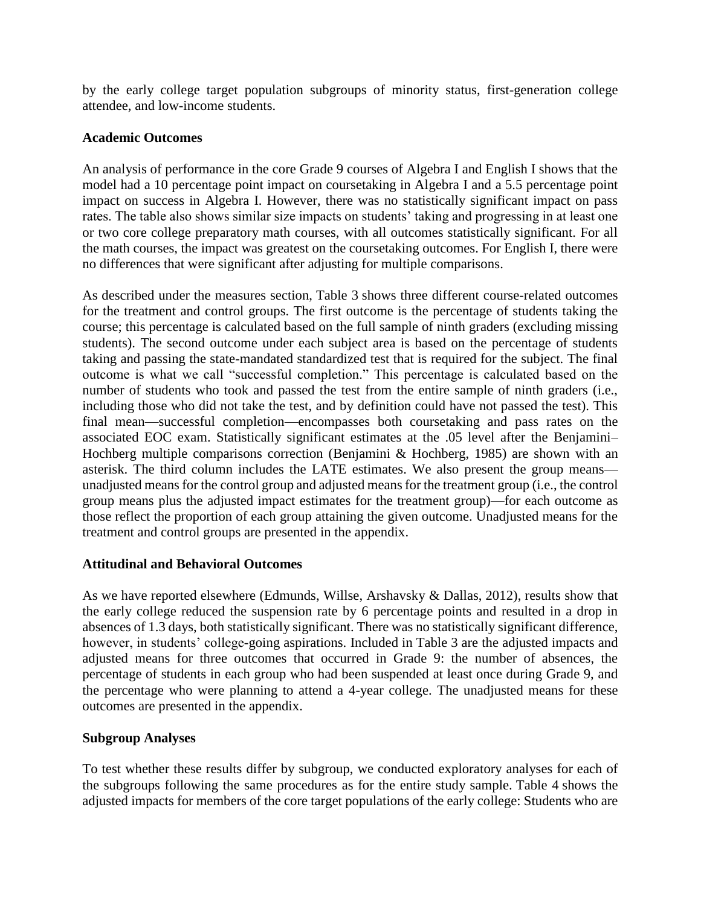by the early college target population subgroups of minority status, first-generation college attendee, and low-income students.

**Academic Outcomes**

An analysis of performance in the core Grade 9 courses of Algebra I and English I shows that the model had a 10 percentage point impact on coursetaking in Algebra I and a 5.5 percentage point impact on success in Algebra I. However, there was no statistically significant impact on pass rates. The table also shows similar size impacts on students' taking and progressing in at least one or two core college preparatory math courses, with all outcomes statistically significant. For all the math courses, the impact was greatest on the coursetaking outcomes. For English I, there were no differences that were significant after adjusting for multiple comparisons.

As described under the measures section, Table 3 shows three different course-related outcomes for the treatment and control groups. The first outcome is the percentage of students taking the course; this percentage is calculated based on the full sample of ninth graders (excluding missing students). The second outcome under each subject area is based on the percentage of students taking and passing the state-mandated standardized test that is required for the subject. The final outcome is what we call "successful completion." This percentage is calculated based on the number of students who took and passed the test from the entire sample of ninth graders (i.e., including those who did not take the test, and by definition could have not passed the test). This final mean—successful completion—encompasses both coursetaking and pass rates on the associated EOC exam. Statistically significant estimates at the .05 level after the Benjamini–Hochberg multiple comparisons correction (Benjamini & Hochberg, 1985) are shown with an asterisk. The third column includes the LATE estimates. We also present the group means—unadjusted means for the control group and adjusted means for the treatment group (i.e., the control group means plus the adjusted impact estimates for the treatment group)—for each outcome as those reflect the proportion of each group attaining the given outcome. Unadjusted means for the treatment and control groups are presented in the appendix.

**Attitudinal and Behavioral Outcomes**

As we have reported elsewhere (Edmunds, Willse, Arshavsky & Dallas, 2012), results show that the early college reduced the suspension rate by 6 percentage points and resulted in a drop in absences of 1.3 days, both statistically significant. There was no statistically significant difference, however, in students' college-going aspirations. Included in Table 3 are the adjusted impacts and adjusted means for three outcomes that occurred in Grade 9: the number of absences, the percentage of students in each group who had been suspended at least once during Grade 9, and the percentage who were planning to attend a 4-year college. The unadjusted means for these outcomes are presented in the appendix.

**Subgroup Analyses**

To test whether these results differ by subgroup, we conducted exploratory analyses for each of the subgroups following the same procedures as for the entire study sample. Table 4 shows the adjusted impacts for members of the core target populations of the early college: Students who are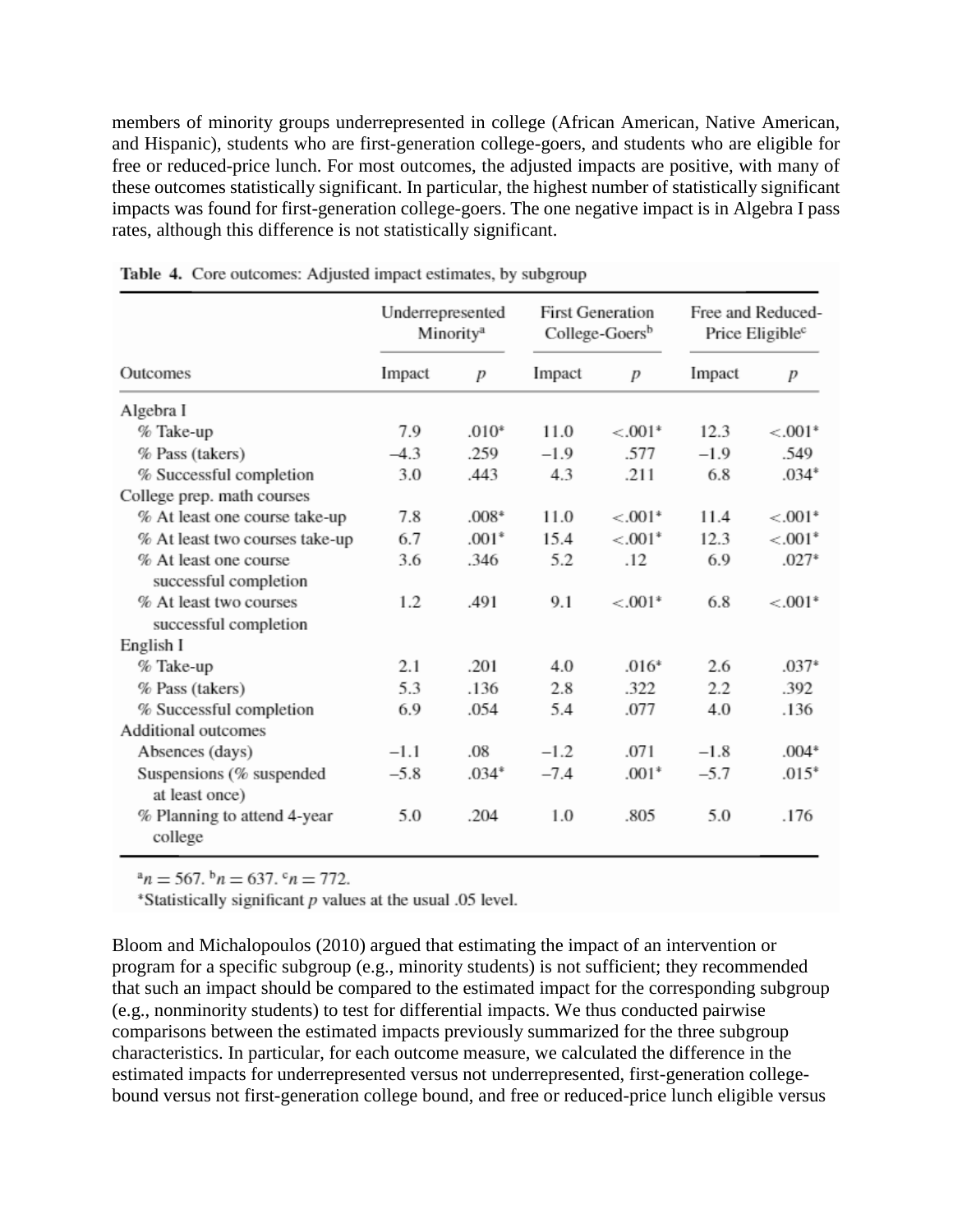members of minority groups underrepresented in college (African American, Native American, and Hispanic), students who are first-generation college-goers, and students who are eligible for free or reduced-price lunch. For most outcomes, the adjusted impacts are positive, with many of these outcomes statistically significant. In particular, the highest number of statistically significant impacts was found for first-generation college-goers. The one negative impact is in Algebra I pass rates, although this difference is not statistically significant.

**Table 4.** Core outcomes: Adjusted impact estimates, by subgroup

| | Underrepresented Minority[a] | | First Generation College-Goers[b] | | Free and Reduced-Price Eligible[c] | |
|---|---|---|---|---|---|---|
| Outcomes | Impact | $p$ | Impact | $p$ | Impact | $p$ |
| Algebra I | | | | | | |
| % Take-up | 7.9 | .010* | 11.0 | <.001* | 12.3 | <.001* |
| % Pass (takers) | –4.3 | .259 | –1.9 | .577 | –1.9 | .549 |
| % Successful completion | 3.0 | .443 | 4.3 | .211 | 6.8 | .034* |
| College prep. math courses | | | | | | |
| % At least one course take-up | 7.8 | .008* | 11.0 | <.001* | 11.4 | <.001* |
| % At least two courses take-up | 6.7 | .001* | 15.4 | <.001* | 12.3 | <.001* |
| % At least one course successful completion | 3.6 | .346 | 5.2 | .12 | 6.9 | .027* |
| % At least two courses successful completion | 1.2 | .491 | 9.1 | <.001* | 6.8 | <.001* |
| English I | | | | | | |
| % Take-up | 2.1 | .201 | 4.0 | .016* | 2.6 | .037* |
| % Pass (takers) | 5.3 | .136 | 2.8 | .322 | 2.2 | .392 |
| % Successful completion | 6.9 | .054 | 5.4 | .077 | 4.0 | .136 |
| Additional outcomes | | | | | | |
| Absences (days) | –1.1 | .08 | –1.2 | .071 | –1.8 | .004* |
| Suspensions (% suspended at least once) | –5.8 | .034* | –7.4 | .001* | –5.7 | .015* |
| % Planning to attend 4-year college | 5.0 | .204 | 1.0 | .805 | 5.0 | .176 |

[a]$n = 567$. [b]$n = 637$. [c]$n = 772$.

*Statistically significant $p$ values at the usual .05 level.

Bloom and Michalopoulos (2010) argued that estimating the impact of an intervention or program for a specific subgroup (e.g., minority students) is not sufficient; they recommended that such an impact should be compared to the estimated impact for the corresponding subgroup (e.g., nonminority students) to test for differential impacts. We thus conducted pairwise comparisons between the estimated impacts previously summarized for the three subgroup characteristics. In particular, for each outcome measure, we calculated the difference in the estimated impacts for underrepresented versus not underrepresented, first-generation college-bound versus not first-generation college bound, and free or reduced-price lunch eligible versus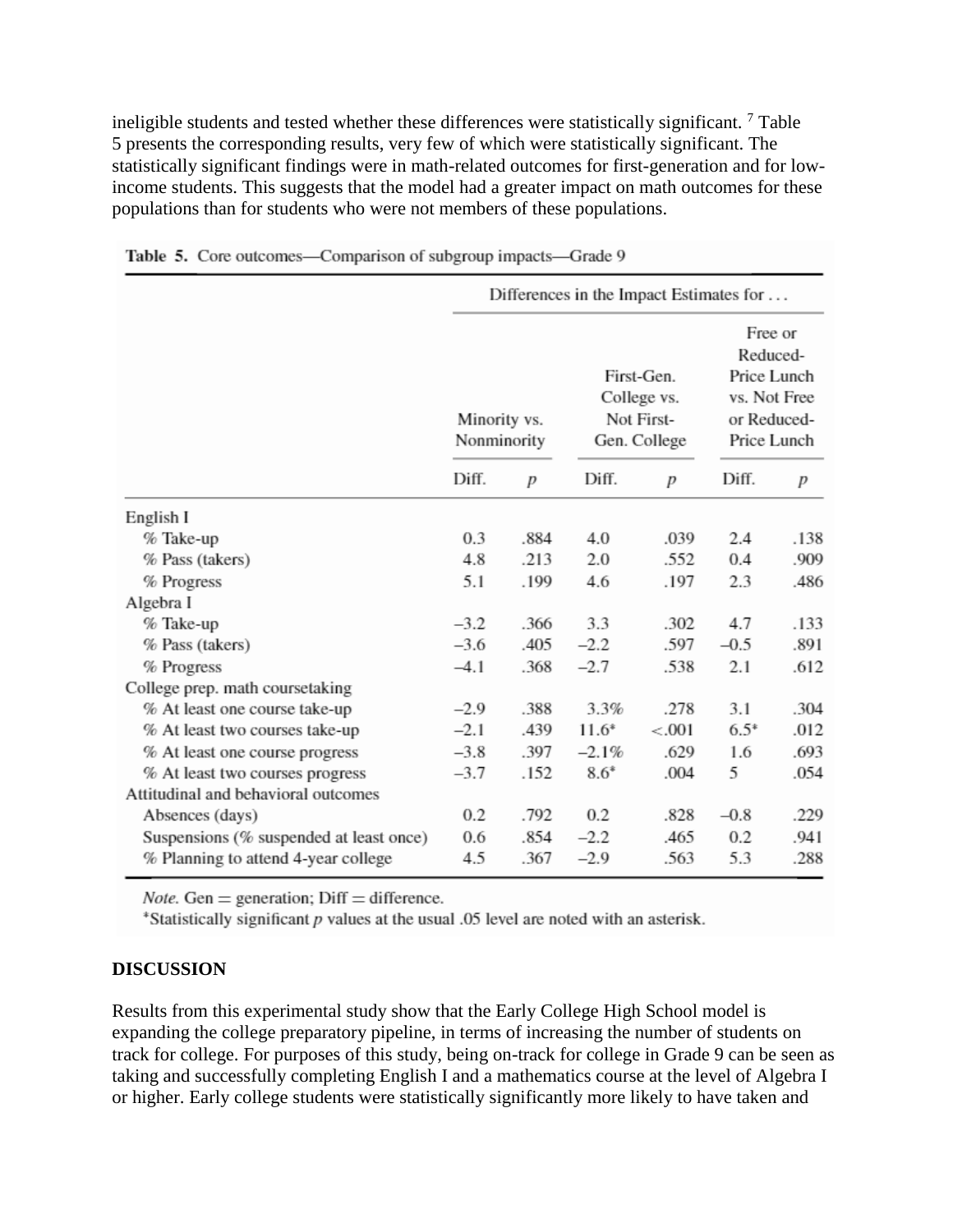ineligible students and tested whether these differences were statistically significant. [7] Table 5 presents the corresponding results, very few of which were statistically significant. The statistically significant findings were in math-related outcomes for first-generation and for low-income students. This suggests that the model had a greater impact on math outcomes for these populations than for students who were not members of these populations.

**Table 5.** Core outcomes—Comparison of subgroup impacts—Grade 9

| | Differences in the Impact Estimates for . . . | | | | | |
|---|---|---|---|---|---|---|
| | Minority vs. Nonminority | | First-Gen. College vs. Not First-Gen. College | | Free or Reduced-Price Lunch vs. Not Free or Reduced-Price Lunch | |
| | Diff. | *p* | Diff. | *p* | Diff. | *p* |
| English I | | | | | | |
| % Take-up | 0.3 | .884 | 4.0 | .039 | 2.4 | .138 |
| % Pass (takers) | 4.8 | .213 | 2.0 | .552 | 0.4 | .909 |
| % Progress | 5.1 | .199 | 4.6 | .197 | 2.3 | .486 |
| Algebra I | | | | | | |
| % Take-up | −3.2 | .366 | 3.3 | .302 | 4.7 | .133 |
| % Pass (takers) | −3.6 | .405 | −2.2 | .597 | −0.5 | .891 |
| % Progress | −4.1 | .368 | −2.7 | .538 | 2.1 | .612 |
| College prep. math coursetaking | | | | | | |
| % At least one course take-up | −2.9 | .388 | 3.3% | .278 | 3.1 | .304 |
| % At least two courses take-up | −2.1 | .439 | 11.6* | <.001 | 6.5* | .012 |
| % At least one course progress | −3.8 | .397 | −2.1% | .629 | 1.6 | .693 |
| % At least two courses progress | −3.7 | .152 | 8.6* | .004 | 5 | .054 |
| Attitudinal and behavioral outcomes | | | | | | |
| Absences (days) | 0.2 | .792 | 0.2 | .828 | −0.8 | .229 |
| Suspensions (% suspended at least once) | 0.6 | .854 | −2.2 | .465 | 0.2 | .941 |
| % Planning to attend 4-year college | 4.5 | .367 | −2.9 | .563 | 5.3 | .288 |

*Note.* Gen = generation; Diff = difference.
*Statistically significant *p* values at the usual .05 level are noted with an asterisk.

## DISCUSSION

Results from this experimental study show that the Early College High School model is expanding the college preparatory pipeline, in terms of increasing the number of students on track for college. For purposes of this study, being on-track for college in Grade 9 can be seen as taking and successfully completing English I and a mathematics course at the level of Algebra I or higher. Early college students were statistically significantly more likely to have taken and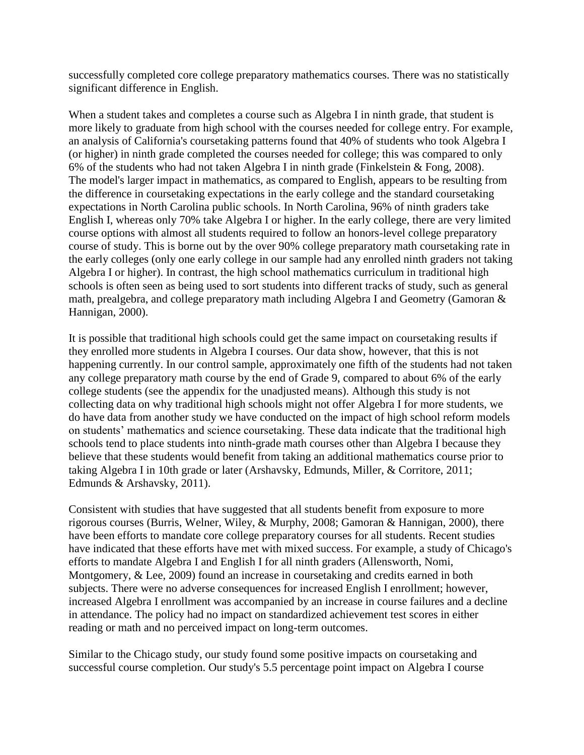successfully completed core college preparatory mathematics courses. There was no statistically significant difference in English.

When a student takes and completes a course such as Algebra I in ninth grade, that student is more likely to graduate from high school with the courses needed for college entry. For example, an analysis of California's coursetaking patterns found that 40% of students who took Algebra I (or higher) in ninth grade completed the courses needed for college; this was compared to only 6% of the students who had not taken Algebra I in ninth grade (Finkelstein & Fong, 2008). The model's larger impact in mathematics, as compared to English, appears to be resulting from the difference in coursetaking expectations in the early college and the standard coursetaking expectations in North Carolina public schools. In North Carolina, 96% of ninth graders take English I, whereas only 70% take Algebra I or higher. In the early college, there are very limited course options with almost all students required to follow an honors-level college preparatory course of study. This is borne out by the over 90% college preparatory math coursetaking rate in the early colleges (only one early college in our sample had any enrolled ninth graders not taking Algebra I or higher). In contrast, the high school mathematics curriculum in traditional high schools is often seen as being used to sort students into different tracks of study, such as general math, prealgebra, and college preparatory math including Algebra I and Geometry (Gamoran & Hannigan, 2000).

It is possible that traditional high schools could get the same impact on coursetaking results if they enrolled more students in Algebra I courses. Our data show, however, that this is not happening currently. In our control sample, approximately one fifth of the students had not taken any college preparatory math course by the end of Grade 9, compared to about 6% of the early college students (see the appendix for the unadjusted means). Although this study is not collecting data on why traditional high schools might not offer Algebra I for more students, we do have data from another study we have conducted on the impact of high school reform models on students' mathematics and science coursetaking. These data indicate that the traditional high schools tend to place students into ninth-grade math courses other than Algebra I because they believe that these students would benefit from taking an additional mathematics course prior to taking Algebra I in 10th grade or later (Arshavsky, Edmunds, Miller, & Corritore, 2011; Edmunds & Arshavsky, 2011).

Consistent with studies that have suggested that all students benefit from exposure to more rigorous courses (Burris, Welner, Wiley, & Murphy, 2008; Gamoran & Hannigan, 2000), there have been efforts to mandate core college preparatory courses for all students. Recent studies have indicated that these efforts have met with mixed success. For example, a study of Chicago's efforts to mandate Algebra I and English I for all ninth graders (Allensworth, Nomi, Montgomery, & Lee, 2009) found an increase in coursetaking and credits earned in both subjects. There were no adverse consequences for increased English I enrollment; however, increased Algebra I enrollment was accompanied by an increase in course failures and a decline in attendance. The policy had no impact on standardized achievement test scores in either reading or math and no perceived impact on long-term outcomes.

Similar to the Chicago study, our study found some positive impacts on coursetaking and successful course completion. Our study's 5.5 percentage point impact on Algebra I course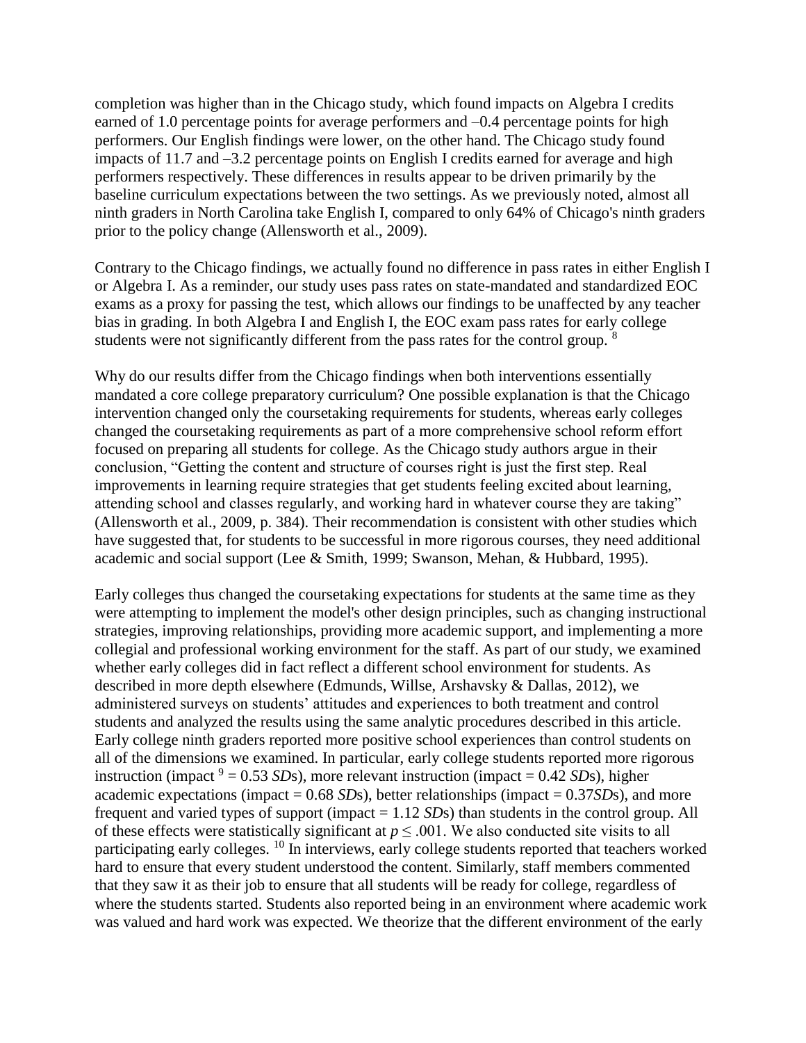completion was higher than in the Chicago study, which found impacts on Algebra I credits earned of 1.0 percentage points for average performers and –0.4 percentage points for high performers. Our English findings were lower, on the other hand. The Chicago study found impacts of 11.7 and –3.2 percentage points on English I credits earned for average and high performers respectively. These differences in results appear to be driven primarily by the baseline curriculum expectations between the two settings. As we previously noted, almost all ninth graders in North Carolina take English I, compared to only 64% of Chicago's ninth graders prior to the policy change (Allensworth et al., 2009).

Contrary to the Chicago findings, we actually found no difference in pass rates in either English I or Algebra I. As a reminder, our study uses pass rates on state-mandated and standardized EOC exams as a proxy for passing the test, which allows our findings to be unaffected by any teacher bias in grading. In both Algebra I and English I, the EOC exam pass rates for early college students were not significantly different from the pass rates for the control group. [8]

Why do our results differ from the Chicago findings when both interventions essentially mandated a core college preparatory curriculum? One possible explanation is that the Chicago intervention changed only the coursetaking requirements for students, whereas early colleges changed the coursetaking requirements as part of a more comprehensive school reform effort focused on preparing all students for college. As the Chicago study authors argue in their conclusion, "Getting the content and structure of courses right is just the first step. Real improvements in learning require strategies that get students feeling excited about learning, attending school and classes regularly, and working hard in whatever course they are taking" (Allensworth et al., 2009, p. 384). Their recommendation is consistent with other studies which have suggested that, for students to be successful in more rigorous courses, they need additional academic and social support (Lee & Smith, 1999; Swanson, Mehan, & Hubbard, 1995).

Early colleges thus changed the coursetaking expectations for students at the same time as they were attempting to implement the model's other design principles, such as changing instructional strategies, improving relationships, providing more academic support, and implementing a more collegial and professional working environment for the staff. As part of our study, we examined whether early colleges did in fact reflect a different school environment for students. As described in more depth elsewhere (Edmunds, Willse, Arshavsky & Dallas, 2012), we administered surveys on students' attitudes and experiences to both treatment and control students and analyzed the results using the same analytic procedures described in this article. Early college ninth graders reported more positive school experiences than control students on all of the dimensions we examined. In particular, early college students reported more rigorous instruction (impact [9] = 0.53 *SD*s), more relevant instruction (impact = 0.42 *SD*s), higher academic expectations (impact = 0.68 *SD*s), better relationships (impact = 0.37*SD*s), and more frequent and varied types of support (impact = 1.12 *SD*s) than students in the control group. All of these effects were statistically significant at $p \leq .001$. We also conducted site visits to all participating early colleges. [10] In interviews, early college students reported that teachers worked hard to ensure that every student understood the content. Similarly, staff members commented that they saw it as their job to ensure that all students will be ready for college, regardless of where the students started. Students also reported being in an environment where academic work was valued and hard work was expected. We theorize that the different environment of the early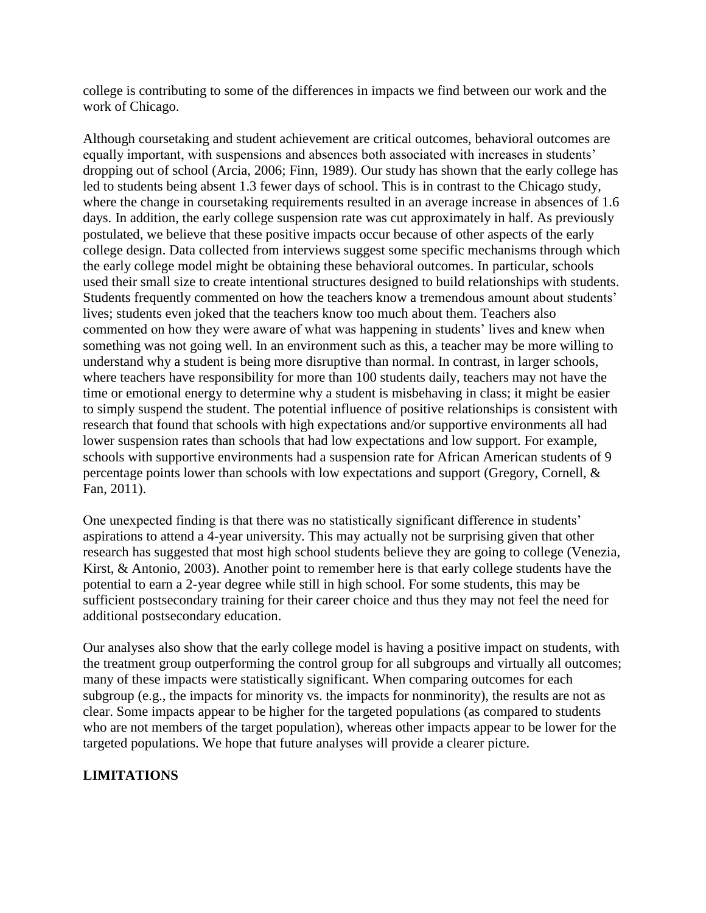college is contributing to some of the differences in impacts we find between our work and the work of Chicago.

Although coursetaking and student achievement are critical outcomes, behavioral outcomes are equally important, with suspensions and absences both associated with increases in students' dropping out of school (Arcia, 2006; Finn, 1989). Our study has shown that the early college has led to students being absent 1.3 fewer days of school. This is in contrast to the Chicago study, where the change in coursetaking requirements resulted in an average increase in absences of 1.6 days. In addition, the early college suspension rate was cut approximately in half. As previously postulated, we believe that these positive impacts occur because of other aspects of the early college design. Data collected from interviews suggest some specific mechanisms through which the early college model might be obtaining these behavioral outcomes. In particular, schools used their small size to create intentional structures designed to build relationships with students. Students frequently commented on how the teachers know a tremendous amount about students' lives; students even joked that the teachers know too much about them. Teachers also commented on how they were aware of what was happening in students' lives and knew when something was not going well. In an environment such as this, a teacher may be more willing to understand why a student is being more disruptive than normal. In contrast, in larger schools, where teachers have responsibility for more than 100 students daily, teachers may not have the time or emotional energy to determine why a student is misbehaving in class; it might be easier to simply suspend the student. The potential influence of positive relationships is consistent with research that found that schools with high expectations and/or supportive environments all had lower suspension rates than schools that had low expectations and low support. For example, schools with supportive environments had a suspension rate for African American students of 9 percentage points lower than schools with low expectations and support (Gregory, Cornell, & Fan, 2011).

One unexpected finding is that there was no statistically significant difference in students' aspirations to attend a 4-year university. This may actually not be surprising given that other research has suggested that most high school students believe they are going to college (Venezia, Kirst, & Antonio, 2003). Another point to remember here is that early college students have the potential to earn a 2-year degree while still in high school. For some students, this may be sufficient postsecondary training for their career choice and thus they may not feel the need for additional postsecondary education.

Our analyses also show that the early college model is having a positive impact on students, with the treatment group outperforming the control group for all subgroups and virtually all outcomes; many of these impacts were statistically significant. When comparing outcomes for each subgroup (e.g., the impacts for minority vs. the impacts for nonminority), the results are not as clear. Some impacts appear to be higher for the targeted populations (as compared to students who are not members of the target population), whereas other impacts appear to be lower for the targeted populations. We hope that future analyses will provide a clearer picture.

## LIMITATIONS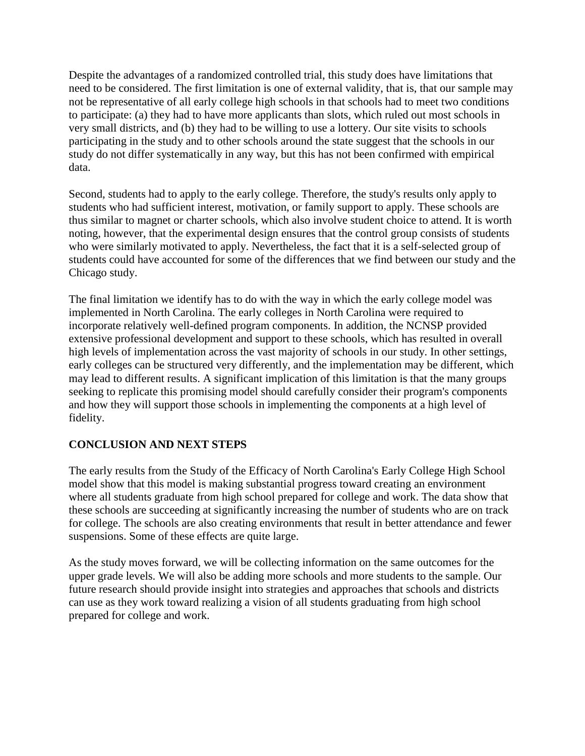Despite the advantages of a randomized controlled trial, this study does have limitations that need to be considered. The first limitation is one of external validity, that is, that our sample may not be representative of all early college high schools in that schools had to meet two conditions to participate: (a) they had to have more applicants than slots, which ruled out most schools in very small districts, and (b) they had to be willing to use a lottery. Our site visits to schools participating in the study and to other schools around the state suggest that the schools in our study do not differ systematically in any way, but this has not been confirmed with empirical data.

Second, students had to apply to the early college. Therefore, the study's results only apply to students who had sufficient interest, motivation, or family support to apply. These schools are thus similar to magnet or charter schools, which also involve student choice to attend. It is worth noting, however, that the experimental design ensures that the control group consists of students who were similarly motivated to apply. Nevertheless, the fact that it is a self-selected group of students could have accounted for some of the differences that we find between our study and the Chicago study.

The final limitation we identify has to do with the way in which the early college model was implemented in North Carolina. The early colleges in North Carolina were required to incorporate relatively well-defined program components. In addition, the NCNSP provided extensive professional development and support to these schools, which has resulted in overall high levels of implementation across the vast majority of schools in our study. In other settings, early colleges can be structured very differently, and the implementation may be different, which may lead to different results. A significant implication of this limitation is that the many groups seeking to replicate this promising model should carefully consider their program's components and how they will support those schools in implementing the components at a high level of fidelity.

## CONCLUSION AND NEXT STEPS

The early results from the Study of the Efficacy of North Carolina's Early College High School model show that this model is making substantial progress toward creating an environment where all students graduate from high school prepared for college and work. The data show that these schools are succeeding at significantly increasing the number of students who are on track for college. The schools are also creating environments that result in better attendance and fewer suspensions. Some of these effects are quite large.

As the study moves forward, we will be collecting information on the same outcomes for the upper grade levels. We will also be adding more schools and more students to the sample. Our future research should provide insight into strategies and approaches that schools and districts can use as they work toward realizing a vision of all students graduating from high school prepared for college and work.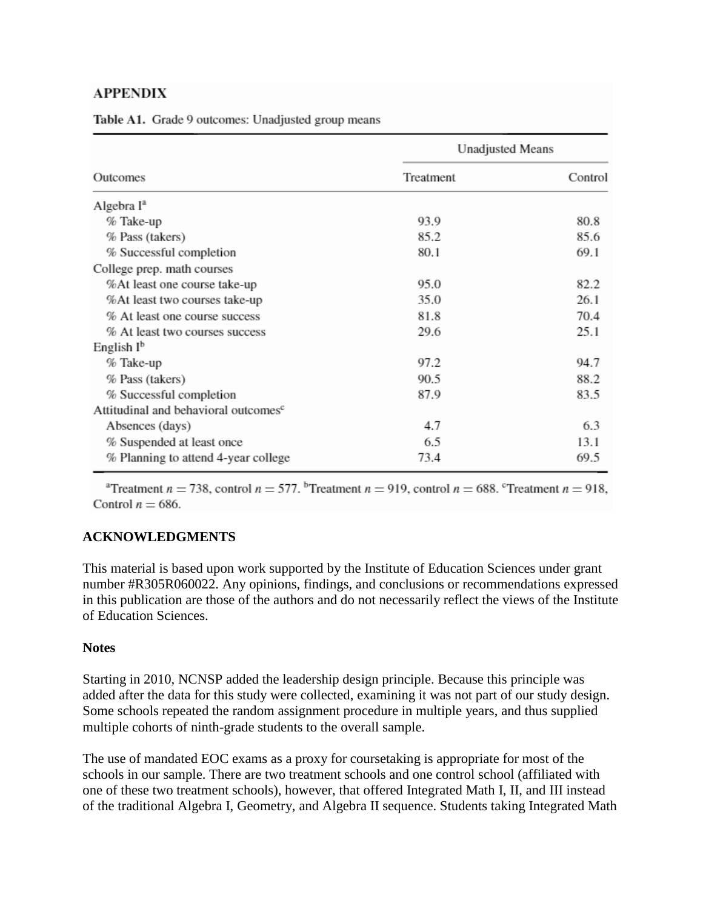## APPENDIX

**Table A1.** Grade 9 outcomes: Unadjusted group means

| Outcomes | Unadjusted Means | |
|---|---|---|
| | Treatment | Control |
| Algebra I[a] | | |
| % Take-up | 93.9 | 80.8 |
| % Pass (takers) | 85.2 | 85.6 |
| % Successful completion | 80.1 | 69.1 |
| College prep. math courses | | |
| %At least one course take-up | 95.0 | 82.2 |
| %At least two courses take-up | 35.0 | 26.1 |
| % At least one course success | 81.8 | 70.4 |
| % At least two courses success | 29.6 | 25.1 |
| English I[b] | | |
| % Take-up | 97.2 | 94.7 |
| % Pass (takers) | 90.5 | 88.2 |
| % Successful completion | 87.9 | 83.5 |
| Attitudinal and behavioral outcomes[c] | | |
| Absences (days) | 4.7 | 6.3 |
| % Suspended at least once | 6.5 | 13.1 |
| % Planning to attend 4-year college | 73.4 | 69.5 |

[a]Treatment $n = 738$, control $n = 577$. [b]Treatment $n = 919$, control $n = 688$. [c]Treatment $n = 918$, Control $n = 686$.

**ACKNOWLEDGMENTS**

This material is based upon work supported by the Institute of Education Sciences under grant number #R305R060022. Any opinions, findings, and conclusions or recommendations expressed in this publication are those of the authors and do not necessarily reflect the views of the Institute of Education Sciences.

**Notes**

Starting in 2010, NCNSP added the leadership design principle. Because this principle was added after the data for this study were collected, examining it was not part of our study design. Some schools repeated the random assignment procedure in multiple years, and thus supplied multiple cohorts of ninth-grade students to the overall sample.

The use of mandated EOC exams as a proxy for coursetaking is appropriate for most of the schools in our sample. There are two treatment schools and one control school (affiliated with one of these two treatment schools), however, that offered Integrated Math I, II, and III instead of the traditional Algebra I, Geometry, and Algebra II sequence. Students taking Integrated Math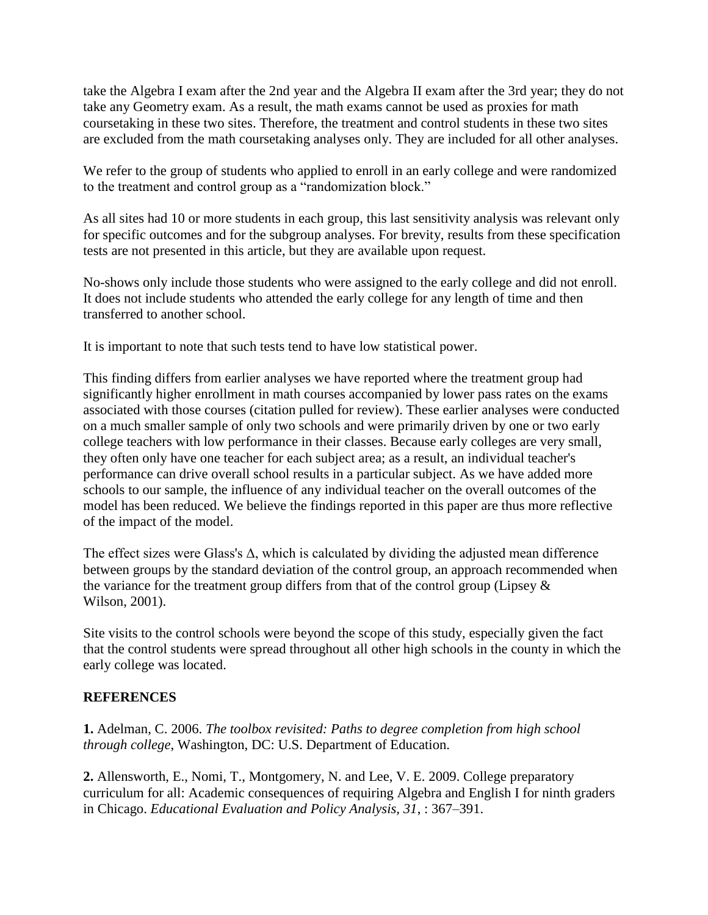take the Algebra I exam after the 2nd year and the Algebra II exam after the 3rd year; they do not take any Geometry exam. As a result, the math exams cannot be used as proxies for math coursetaking in these two sites. Therefore, the treatment and control students in these two sites are excluded from the math coursetaking analyses only. They are included for all other analyses.

We refer to the group of students who applied to enroll in an early college and were randomized to the treatment and control group as a "randomization block."

As all sites had 10 or more students in each group, this last sensitivity analysis was relevant only for specific outcomes and for the subgroup analyses. For brevity, results from these specification tests are not presented in this article, but they are available upon request.

No-shows only include those students who were assigned to the early college and did not enroll. It does not include students who attended the early college for any length of time and then transferred to another school.

It is important to note that such tests tend to have low statistical power.

This finding differs from earlier analyses we have reported where the treatment group had significantly higher enrollment in math courses accompanied by lower pass rates on the exams associated with those courses (citation pulled for review). These earlier analyses were conducted on a much smaller sample of only two schools and were primarily driven by one or two early college teachers with low performance in their classes. Because early colleges are very small, they often only have one teacher for each subject area; as a result, an individual teacher's performance can drive overall school results in a particular subject. As we have added more schools to our sample, the influence of any individual teacher on the overall outcomes of the model has been reduced. We believe the findings reported in this paper are thus more reflective of the impact of the model.

The effect sizes were Glass's Δ, which is calculated by dividing the adjusted mean difference between groups by the standard deviation of the control group, an approach recommended when the variance for the treatment group differs from that of the control group (Lipsey & Wilson, 2001).

Site visits to the control schools were beyond the scope of this study, especially given the fact that the control students were spread throughout all other high schools in the county in which the early college was located.

## REFERENCES

**1.** Adelman, C. 2006. *The toolbox revisited: Paths to degree completion from high school through college*, Washington, DC: U.S. Department of Education.

**2.** Allensworth, E., Nomi, T., Montgomery, N. and Lee, V. E. 2009. College preparatory curriculum for all: Academic consequences of requiring Algebra and English I for ninth graders in Chicago. *Educational Evaluation and Policy Analysis, 31*, : 367–391.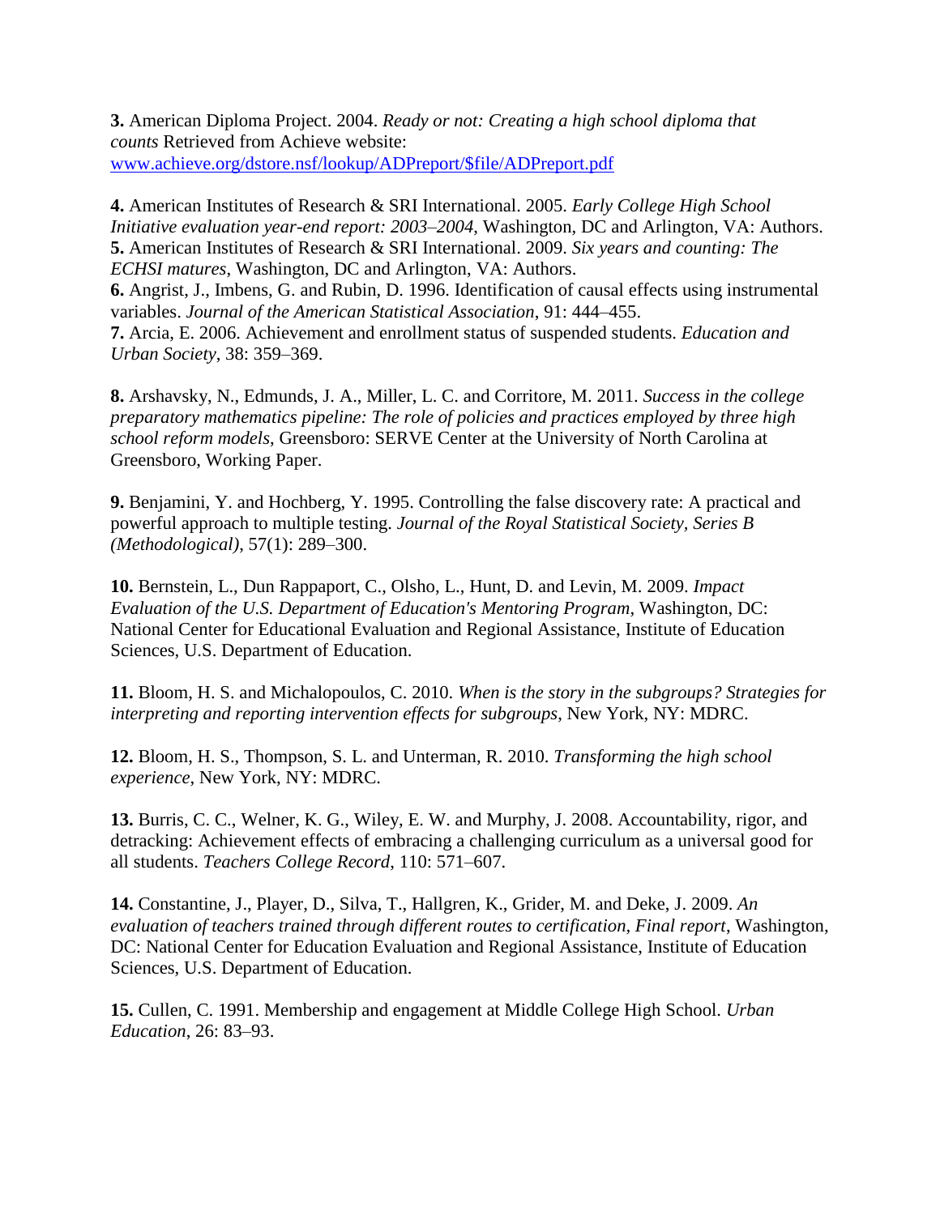**3.** American Diploma Project. 2004. *Ready or not: Creating a high school diploma that counts* Retrieved from Achieve website: www.achieve.org/dstore.nsf/lookup/ADPreport/$file/ADPreport.pdf

**4.** American Institutes of Research & SRI International. 2005. *Early College High School Initiative evaluation year-end report: 2003–2004*, Washington, DC and Arlington, VA: Authors.

**5.** American Institutes of Research & SRI International. 2009. *Six years and counting: The ECHSI matures*, Washington, DC and Arlington, VA: Authors.

**6.** Angrist, J., Imbens, G. and Rubin, D. 1996. Identification of causal effects using instrumental variables. *Journal of the American Statistical Association*, 91: 444–455.

**7.** Arcia, E. 2006. Achievement and enrollment status of suspended students. *Education and Urban Society*, 38: 359–369.

**8.** Arshavsky, N., Edmunds, J. A., Miller, L. C. and Corritore, M. 2011. *Success in the college preparatory mathematics pipeline: The role of policies and practices employed by three high school reform models*, Greensboro: SERVE Center at the University of North Carolina at Greensboro, Working Paper.

**9.** Benjamini, Y. and Hochberg, Y. 1995. Controlling the false discovery rate: A practical and powerful approach to multiple testing. *Journal of the Royal Statistical Society, Series B (Methodological)*, 57(1): 289–300.

**10.** Bernstein, L., Dun Rappaport, C., Olsho, L., Hunt, D. and Levin, M. 2009. *Impact Evaluation of the U.S. Department of Education's Mentoring Program*, Washington, DC: National Center for Educational Evaluation and Regional Assistance, Institute of Education Sciences, U.S. Department of Education.

**11.** Bloom, H. S. and Michalopoulos, C. 2010. *When is the story in the subgroups? Strategies for interpreting and reporting intervention effects for subgroups*, New York, NY: MDRC.

**12.** Bloom, H. S., Thompson, S. L. and Unterman, R. 2010. *Transforming the high school experience*, New York, NY: MDRC.

**13.** Burris, C. C., Welner, K. G., Wiley, E. W. and Murphy, J. 2008. Accountability, rigor, and detracking: Achievement effects of embracing a challenging curriculum as a universal good for all students. *Teachers College Record*, 110: 571–607.

**14.** Constantine, J., Player, D., Silva, T., Hallgren, K., Grider, M. and Deke, J. 2009. *An evaluation of teachers trained through different routes to certification, Final report*, Washington, DC: National Center for Education Evaluation and Regional Assistance, Institute of Education Sciences, U.S. Department of Education.

**15.** Cullen, C. 1991. Membership and engagement at Middle College High School. *Urban Education*, 26: 83–93.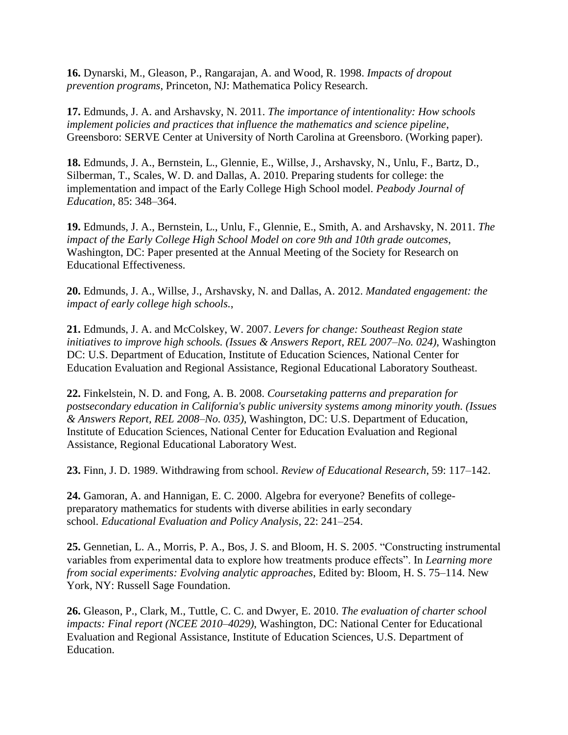**16.** Dynarski, M., Gleason, P., Rangarajan, A. and Wood, R. 1998. *Impacts of dropout prevention programs*, Princeton, NJ: Mathematica Policy Research.

**17.** Edmunds, J. A. and Arshavsky, N. 2011. *The importance of intentionality: How schools implement policies and practices that influence the mathematics and science pipeline*, Greensboro: SERVE Center at University of North Carolina at Greensboro. (Working paper).

**18.** Edmunds, J. A., Bernstein, L., Glennie, E., Willse, J., Arshavsky, N., Unlu, F., Bartz, D., Silberman, T., Scales, W. D. and Dallas, A. 2010. Preparing students for college: the implementation and impact of the Early College High School model. *Peabody Journal of Education*, 85: 348–364.

**19.** Edmunds, J. A., Bernstein, L., Unlu, F., Glennie, E., Smith, A. and Arshavsky, N. 2011. *The impact of the Early College High School Model on core 9th and 10th grade outcomes*, Washington, DC: Paper presented at the Annual Meeting of the Society for Research on Educational Effectiveness.

**20.** Edmunds, J. A., Willse, J., Arshavsky, N. and Dallas, A. 2012. *Mandated engagement: the impact of early college high schools.*,

**21.** Edmunds, J. A. and McColskey, W. 2007. *Levers for change: Southeast Region state initiatives to improve high schools. (Issues & Answers Report, REL 2007–No. 024)*, Washington DC: U.S. Department of Education, Institute of Education Sciences, National Center for Education Evaluation and Regional Assistance, Regional Educational Laboratory Southeast.

**22.** Finkelstein, N. D. and Fong, A. B. 2008. *Coursetaking patterns and preparation for postsecondary education in California's public university systems among minority youth. (Issues & Answers Report, REL 2008–No. 035)*, Washington, DC: U.S. Department of Education, Institute of Education Sciences, National Center for Education Evaluation and Regional Assistance, Regional Educational Laboratory West.

**23.** Finn, J. D. 1989. Withdrawing from school. *Review of Educational Research*, 59: 117–142.

**24.** Gamoran, A. and Hannigan, E. C. 2000. Algebra for everyone? Benefits of college-preparatory mathematics for students with diverse abilities in early secondary school. *Educational Evaluation and Policy Analysis*, 22: 241–254.

**25.** Gennetian, L. A., Morris, P. A., Bos, J. S. and Bloom, H. S. 2005. "Constructing instrumental variables from experimental data to explore how treatments produce effects". In *Learning more from social experiments: Evolving analytic approaches*, Edited by: Bloom, H. S. 75–114. New York, NY: Russell Sage Foundation.

**26.** Gleason, P., Clark, M., Tuttle, C. C. and Dwyer, E. 2010. *The evaluation of charter school impacts: Final report (NCEE 2010–4029)*, Washington, DC: National Center for Educational Evaluation and Regional Assistance, Institute of Education Sciences, U.S. Department of Education.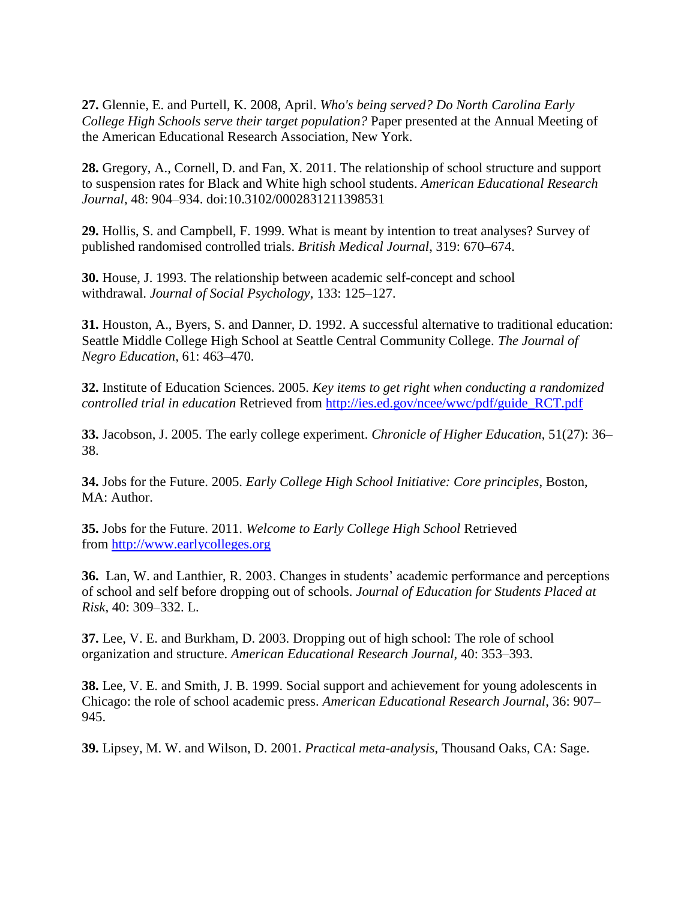**27.** Glennie, E. and Purtell, K. 2008, April. *Who's being served? Do North Carolina Early College High Schools serve their target population?* Paper presented at the Annual Meeting of the American Educational Research Association, New York.

**28.** Gregory, A., Cornell, D. and Fan, X. 2011. The relationship of school structure and support to suspension rates for Black and White high school students. *American Educational Research Journal*, 48: 904–934. doi:10.3102/0002831211398531

**29.** Hollis, S. and Campbell, F. 1999. What is meant by intention to treat analyses? Survey of published randomised controlled trials. *British Medical Journal*, 319: 670–674.

**30.** House, J. 1993. The relationship between academic self-concept and school withdrawal. *Journal of Social Psychology*, 133: 125–127.

**31.** Houston, A., Byers, S. and Danner, D. 1992. A successful alternative to traditional education: Seattle Middle College High School at Seattle Central Community College. *The Journal of Negro Education*, 61: 463–470.

**32.** Institute of Education Sciences. 2005. *Key items to get right when conducting a randomized controlled trial in education* Retrieved from [http://ies.ed.gov/ncee/wwc/pdf/guide_RCT.pdf](http://ies.ed.gov/ncee/wwc/pdf/guide_RCT.pdf)

**33.** Jacobson, J. 2005. The early college experiment. *Chronicle of Higher Education*, 51(27): 36–38.

**34.** Jobs for the Future. 2005. *Early College High School Initiative: Core principles*, Boston, MA: Author.

**35.** Jobs for the Future. 2011. *Welcome to Early College High School* Retrieved from [http://www.earlycolleges.org](http://www.earlycolleges.org)

**36.** Lan, W. and Lanthier, R. 2003. Changes in students' academic performance and perceptions of school and self before dropping out of schools. *Journal of Education for Students Placed at Risk*, 40: 309–332. L.

**37.** Lee, V. E. and Burkham, D. 2003. Dropping out of high school: The role of school organization and structure. *American Educational Research Journal*, 40: 353–393.

**38.** Lee, V. E. and Smith, J. B. 1999. Social support and achievement for young adolescents in Chicago: the role of school academic press. *American Educational Research Journal*, 36: 907–945.

**39.** Lipsey, M. W. and Wilson, D. 2001. *Practical meta-analysis*, Thousand Oaks, CA: Sage.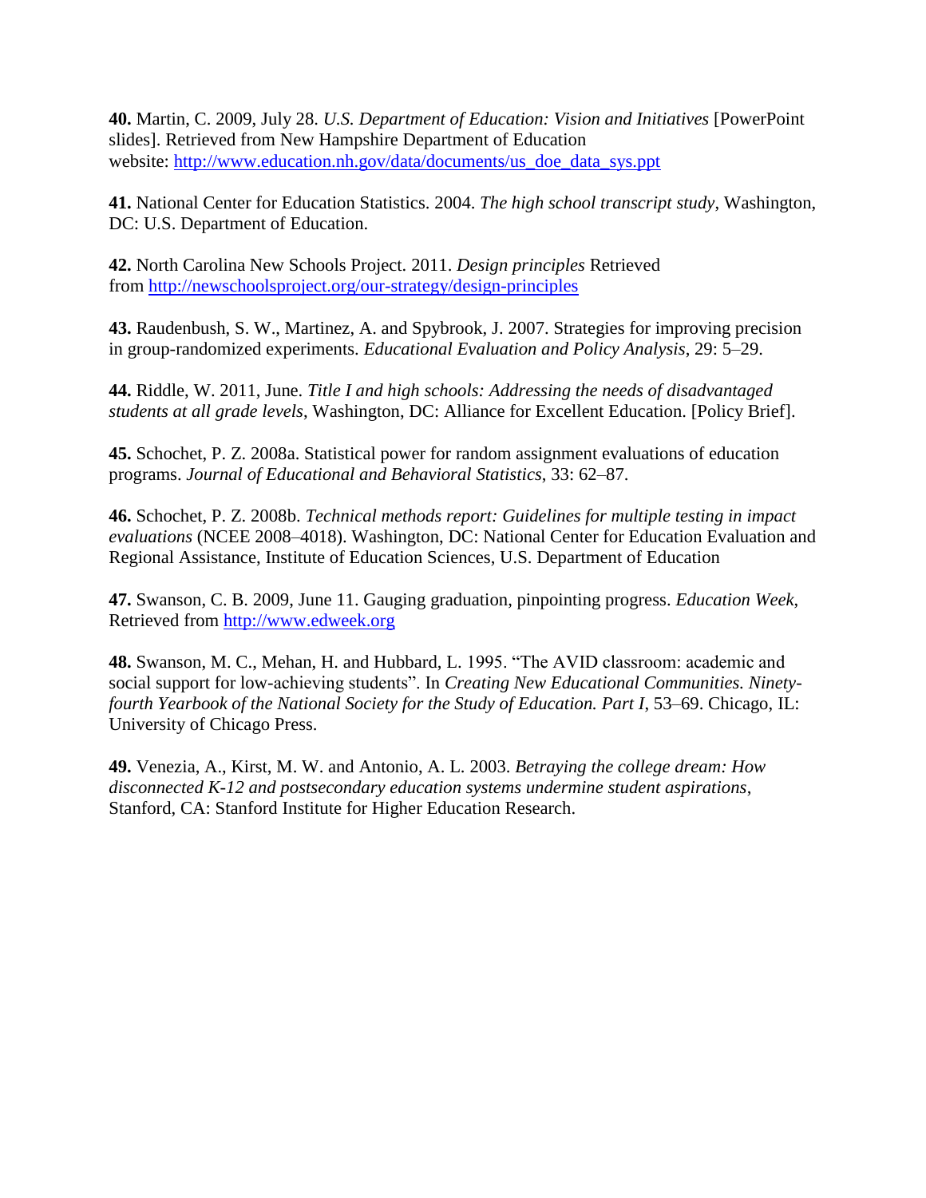**40.** Martin, C. 2009, July 28. *U.S. Department of Education: Vision and Initiatives* [PowerPoint slides]. Retrieved from New Hampshire Department of Education website: http://www.education.nh.gov/data/documents/us_doe_data_sys.ppt

**41.** National Center for Education Statistics. 2004. *The high school transcript study*, Washington, DC: U.S. Department of Education.

**42.** North Carolina New Schools Project. 2011. *Design principles* Retrieved from http://newschoolsproject.org/our-strategy/design-principles

**43.** Raudenbush, S. W., Martinez, A. and Spybrook, J. 2007. Strategies for improving precision in group-randomized experiments. *Educational Evaluation and Policy Analysis*, 29: 5–29.

**44.** Riddle, W. 2011, June. *Title I and high schools: Addressing the needs of disadvantaged students at all grade levels*, Washington, DC: Alliance for Excellent Education. [Policy Brief].

**45.** Schochet, P. Z. 2008a. Statistical power for random assignment evaluations of education programs. *Journal of Educational and Behavioral Statistics*, 33: 62–87.

**46.** Schochet, P. Z. 2008b. *Technical methods report: Guidelines for multiple testing in impact evaluations* (NCEE 2008–4018). Washington, DC: National Center for Education Evaluation and Regional Assistance, Institute of Education Sciences, U.S. Department of Education

**47.** Swanson, C. B. 2009, June 11. Gauging graduation, pinpointing progress. *Education Week*, Retrieved from http://www.edweek.org

**48.** Swanson, M. C., Mehan, H. and Hubbard, L. 1995. "The AVID classroom: academic and social support for low-achieving students". In *Creating New Educational Communities. Ninety-fourth Yearbook of the National Society for the Study of Education. Part I*, 53–69. Chicago, IL: University of Chicago Press.

**49.** Venezia, A., Kirst, M. W. and Antonio, A. L. 2003. *Betraying the college dream: How disconnected K-12 and postsecondary education systems undermine student aspirations*, Stanford, CA: Stanford Institute for Higher Education Research.